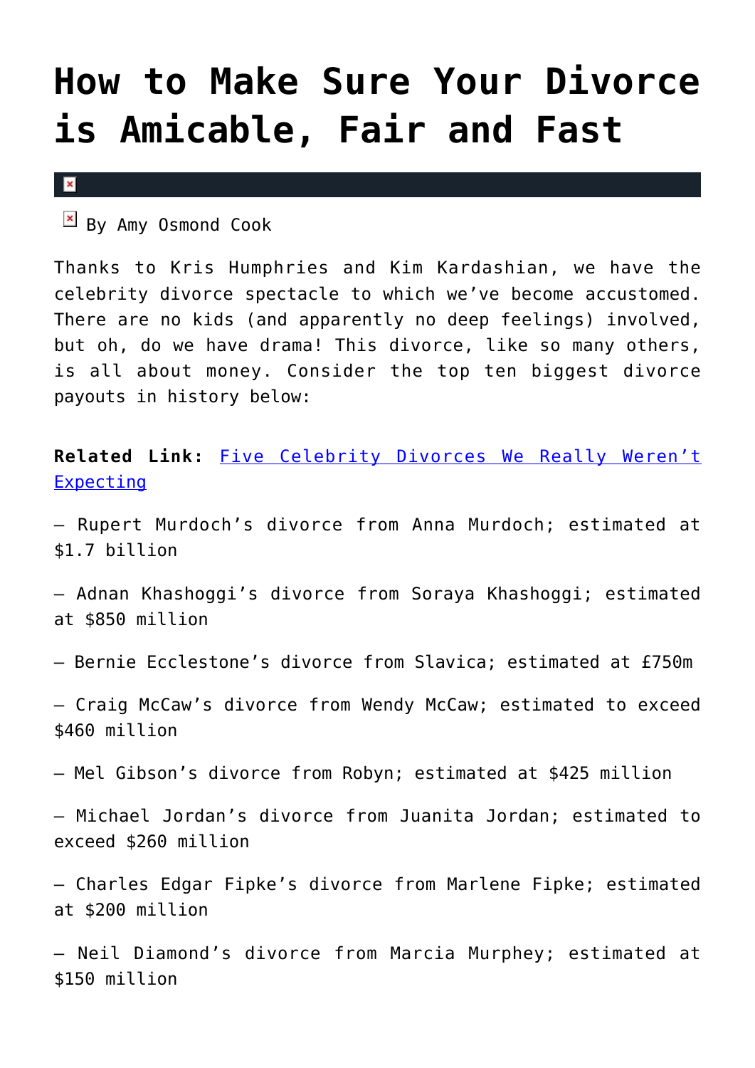# How to Make Sure Your Divorce is Amicable, Fair and Fast

By Amy Osmond Cook

Thanks to Kris Humphries and Kim Kardashian, we have the celebrity divorce spectacle to which we've become accustomed. There are no kids (and apparently no deep feelings) involved, but oh, do we have drama! This divorce, like so many others, is all about money. Consider the top ten biggest divorce payouts in history below:

**Related Link:** [Five Celebrity Divorces We Really Weren't Expecting]()

– Rupert Murdoch's divorce from Anna Murdoch; estimated at $1.7 billion

– Adnan Khashoggi's divorce from Soraya Khashoggi; estimated at $850 million

– Bernie Ecclestone's divorce from Slavica; estimated at £750m

– Craig McCaw's divorce from Wendy McCaw; estimated to exceed $460 million

– Mel Gibson's divorce from Robyn; estimated at $425 million

– Michael Jordan's divorce from Juanita Jordan; estimated to exceed $260 million

– Charles Edgar Fipke's divorce from Marlene Fipke; estimated at $200 million

– Neil Diamond's divorce from Marcia Murphey; estimated at $150 million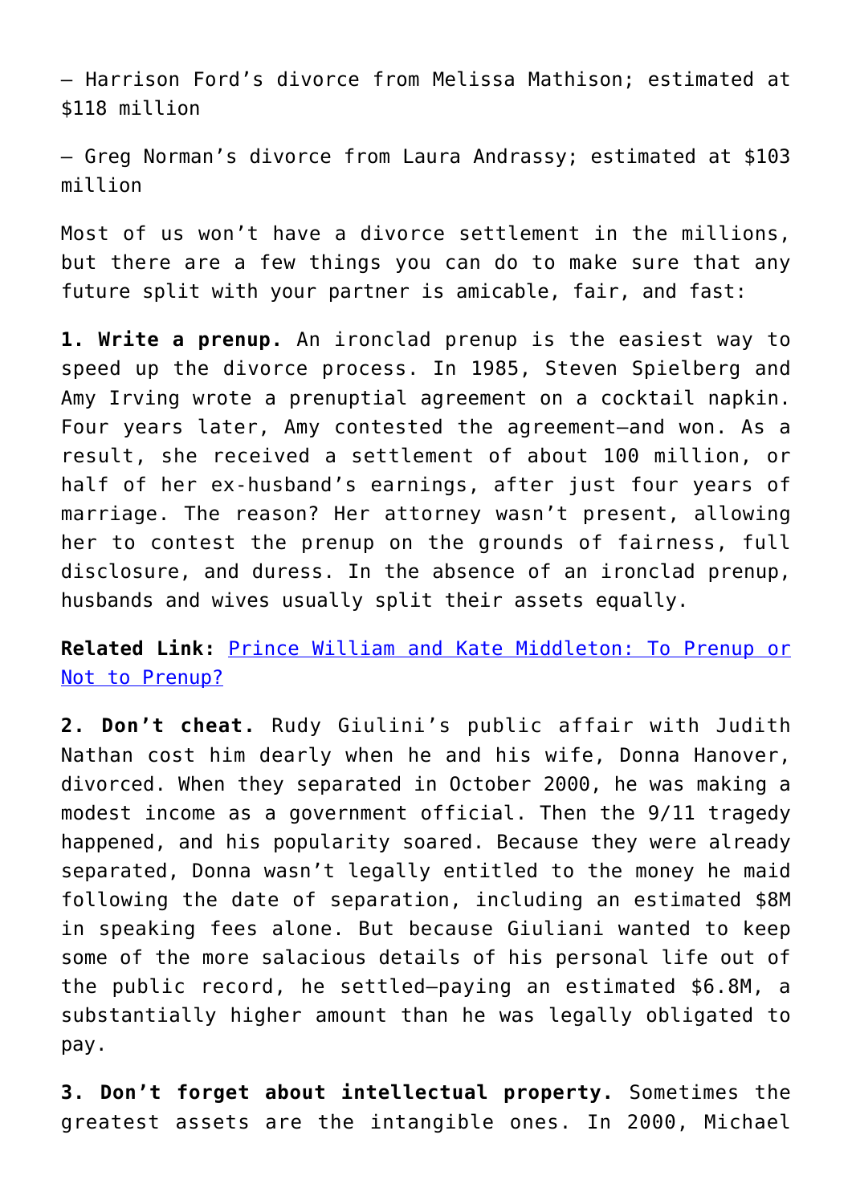– Harrison Ford's divorce from Melissa Mathison; estimated at $118 million

– Greg Norman's divorce from Laura Andrassy; estimated at $103 million

Most of us won't have a divorce settlement in the millions, but there are a few things you can do to make sure that any future split with your partner is amicable, fair, and fast:

**1. Write a prenup.** An ironclad prenup is the easiest way to speed up the divorce process. In 1985, Steven Spielberg and Amy Irving wrote a prenuptial agreement on a cocktail napkin. Four years later, Amy contested the agreement—and won. As a result, she received a settlement of about 100 million, or half of her ex-husband's earnings, after just four years of marriage. The reason? Her attorney wasn't present, allowing her to contest the prenup on the grounds of fairness, full disclosure, and duress. In the absence of an ironclad prenup, husbands and wives usually split their assets equally.

**Related Link:** [Prince William and Kate Middleton: To Prenup or Not to Prenup?]()

**2. Don't cheat.** Rudy Giulini's public affair with Judith Nathan cost him dearly when he and his wife, Donna Hanover, divorced. When they separated in October 2000, he was making a modest income as a government official. Then the 9/11 tragedy happened, and his popularity soared. Because they were already separated, Donna wasn't legally entitled to the money he maid following the date of separation, including an estimated $8M in speaking fees alone. But because Giuliani wanted to keep some of the more salacious details of his personal life out of the public record, he settled—paying an estimated $6.8M, a substantially higher amount than he was legally obligated to pay.

**3. Don't forget about intellectual property.** Sometimes the greatest assets are the intangible ones. In 2000, Michael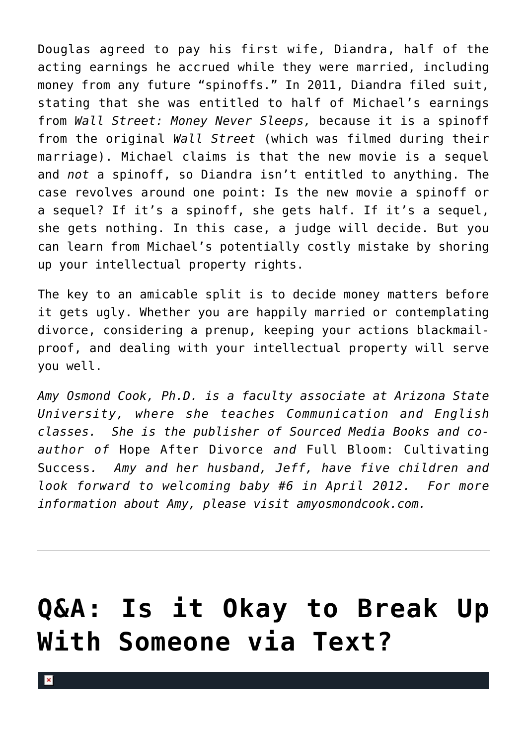Douglas agreed to pay his first wife, Diandra, half of the acting earnings he accrued while they were married, including money from any future "spinoffs." In 2011, Diandra filed suit, stating that she was entitled to half of Michael's earnings from *Wall Street: Money Never Sleeps,* because it is a spinoff from the original *Wall Street* (which was filmed during their marriage). Michael claims is that the new movie is a sequel and *not* a spinoff, so Diandra isn't entitled to anything. The case revolves around one point: Is the new movie a spinoff or a sequel? If it's a spinoff, she gets half. If it's a sequel, she gets nothing. In this case, a judge will decide. But you can learn from Michael's potentially costly mistake by shoring up your intellectual property rights.

The key to an amicable split is to decide money matters before it gets ugly. Whether you are happily married or contemplating divorce, considering a prenup, keeping your actions blackmail-proof, and dealing with your intellectual property will serve you well.

*Amy Osmond Cook, Ph.D. is a faculty associate at Arizona State University, where she teaches Communication and English classes. She is the publisher of Sourced Media Books and co-author of* Hope After Divorce *and* Full Bloom: Cultivating Success*. Amy and her husband, Jeff, have five children and look forward to welcoming baby #6 in April 2012. For more information about Amy, please visit amyosmondcook.com.*

---

# Q&A: Is it Okay to Break Up With Someone via Text?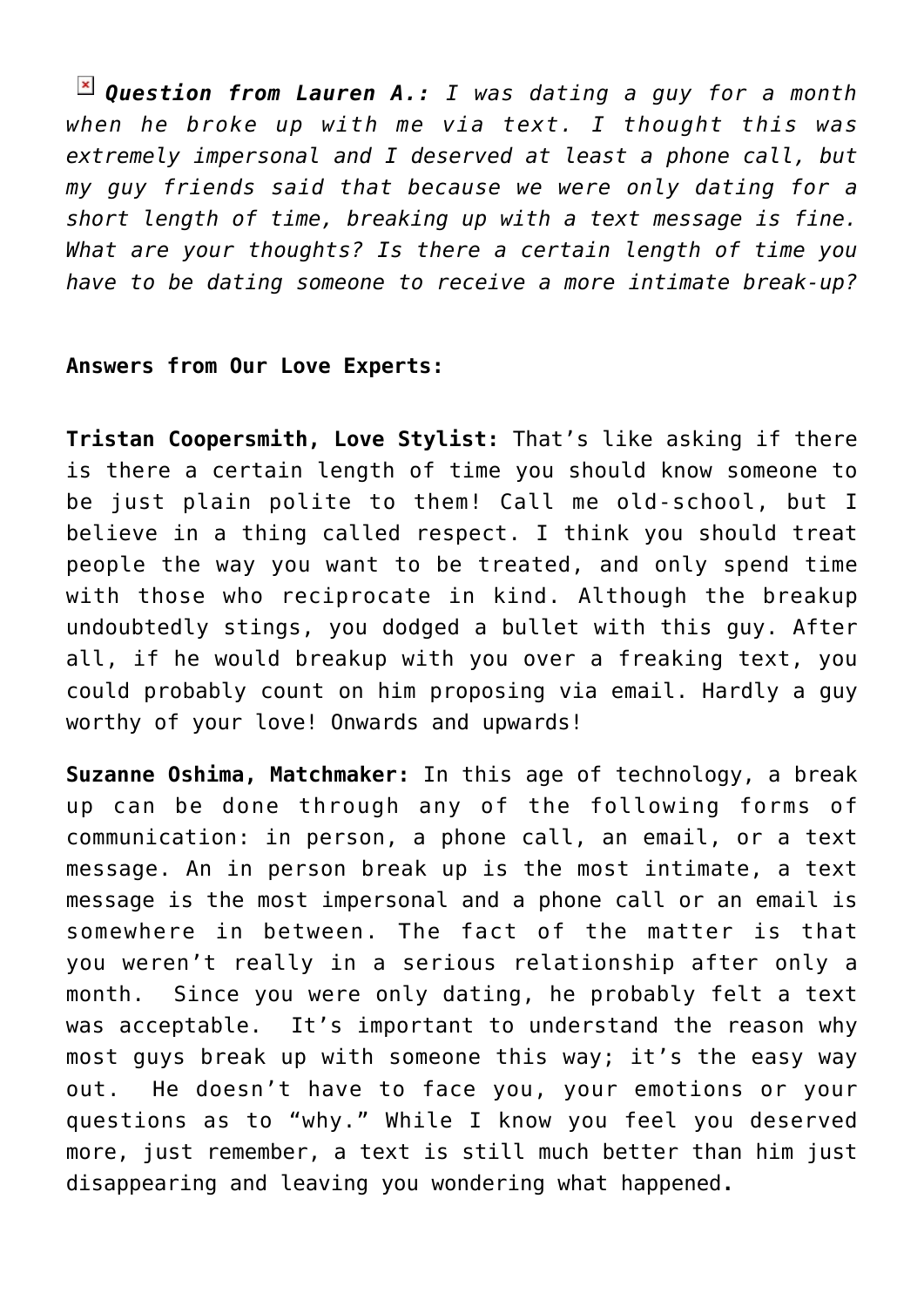***Question from Lauren A.:*** *I was dating a guy for a month when he broke up with me via text. I thought this was extremely impersonal and I deserved at least a phone call, but my guy friends said that because we were only dating for a short length of time, breaking up with a text message is fine. What are your thoughts? Is there a certain length of time you have to be dating someone to receive a more intimate break-up?*

**Answers from Our Love Experts:**

**Tristan Coopersmith, Love Stylist:** That's like asking if there is there a certain length of time you should know someone to be just plain polite to them! Call me old-school, but I believe in a thing called respect. I think you should treat people the way you want to be treated, and only spend time with those who reciprocate in kind. Although the breakup undoubtedly stings, you dodged a bullet with this guy. After all, if he would breakup with you over a freaking text, you could probably count on him proposing via email. Hardly a guy worthy of your love! Onwards and upwards!

**Suzanne Oshima, Matchmaker:** In this age of technology, a break up can be done through any of the following forms of communication: in person, a phone call, an email, or a text message. An in person break up is the most intimate, a text message is the most impersonal and a phone call or an email is somewhere in between. The fact of the matter is that you weren't really in a serious relationship after only a month. Since you were only dating, he probably felt a text was acceptable. It's important to understand the reason why most guys break up with someone this way; it's the easy way out. He doesn't have to face you, your emotions or your questions as to "why." While I know you feel you deserved more, just remember, a text is still much better than him just disappearing and leaving you wondering what happened.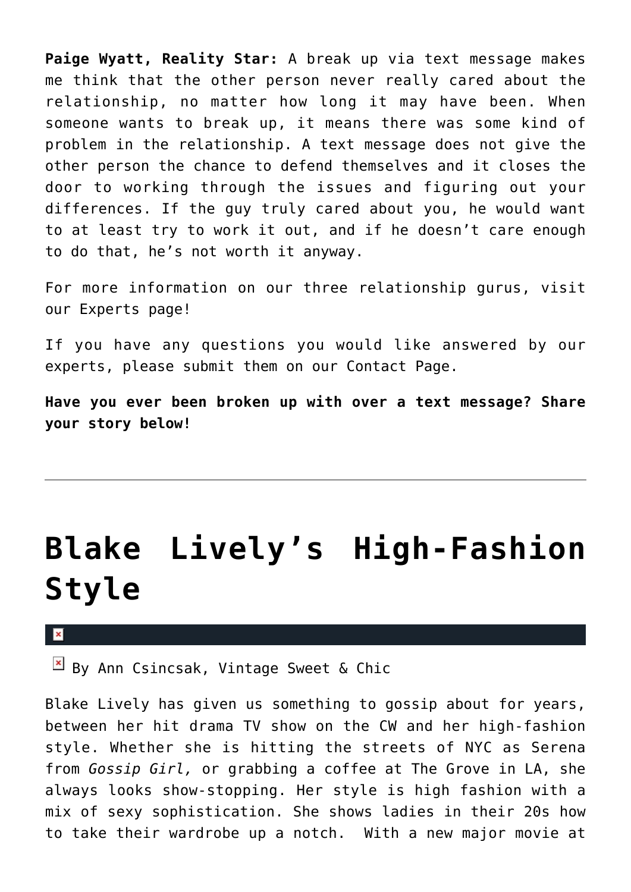**Paige Wyatt, Reality Star:** A break up via text message makes me think that the other person never really cared about the relationship, no matter how long it may have been. When someone wants to break up, it means there was some kind of problem in the relationship. A text message does not give the other person the chance to defend themselves and it closes the door to working through the issues and figuring out your differences. If the guy truly cared about you, he would want to at least try to work it out, and if he doesn't care enough to do that, he's not worth it anyway.

For more information on our three relationship gurus, visit our Experts page!

If you have any questions you would like answered by our experts, please submit them on our Contact Page.

**Have you ever been broken up with over a text message? Share your story below!**

---

# Blake Lively's High-Fashion Style

By Ann Csincsak, Vintage Sweet & Chic

Blake Lively has given us something to gossip about for years, between her hit drama TV show on the CW and her high-fashion style. Whether she is hitting the streets of NYC as Serena from *Gossip Girl,* or grabbing a coffee at The Grove in LA, she always looks show-stopping. Her style is high fashion with a mix of sexy sophistication. She shows ladies in their 20s how to take their wardrobe up a notch.  With a new major movie at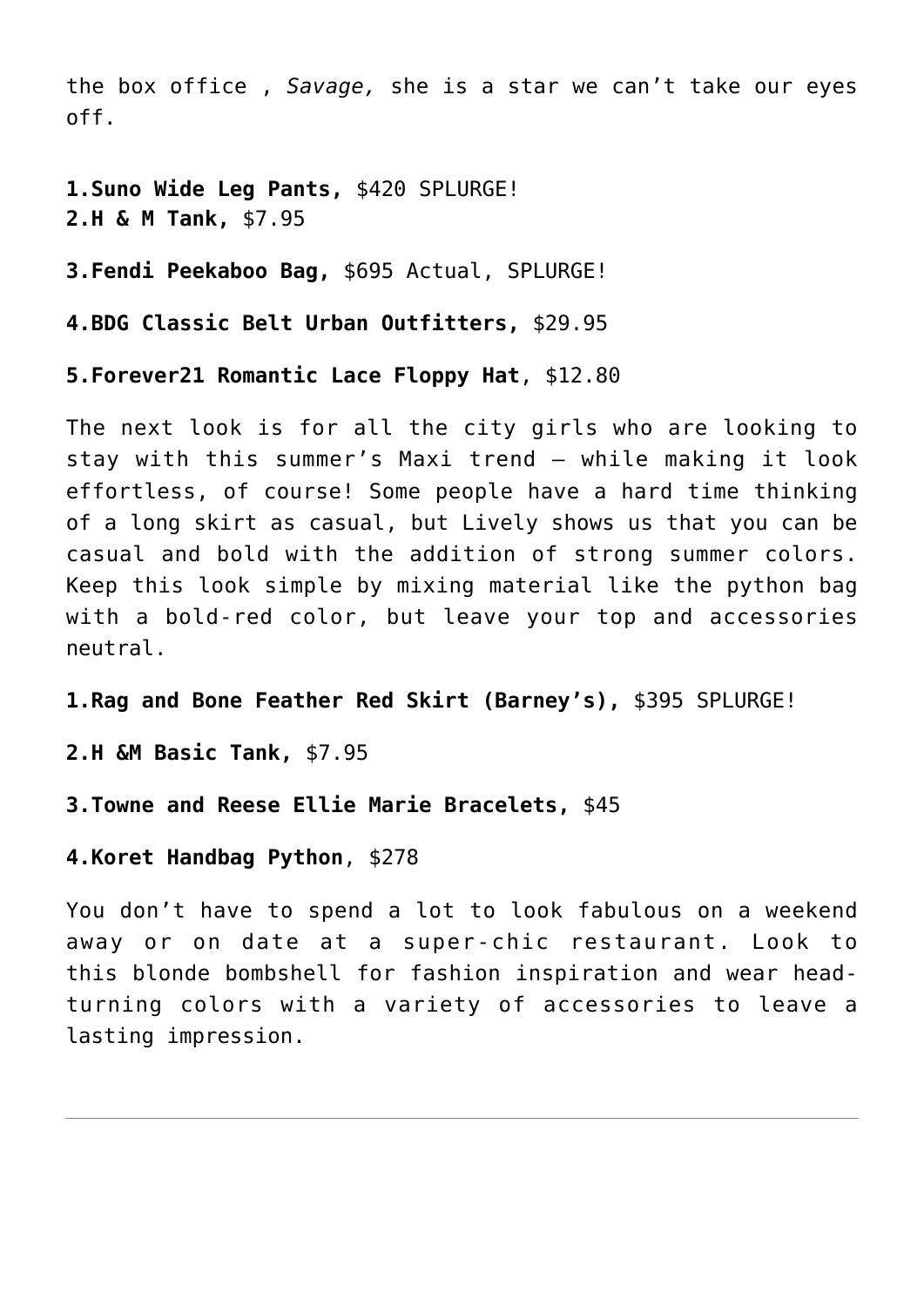the box office , *Savage,* she is a star we can't take our eyes off.

**1.Suno Wide Leg Pants,** $420 SPLURGE!
**2.H & M Tank,** $7.95

**3.Fendi Peekaboo Bag,** $695 Actual, SPLURGE!

**4.BDG Classic Belt Urban Outfitters,** $29.95

**5.Forever21 Romantic Lace Floppy Hat**, $12.80

The next look is for all the city girls who are looking to stay with this summer's Maxi trend – while making it look effortless, of course! Some people have a hard time thinking of a long skirt as casual, but Lively shows us that you can be casual and bold with the addition of strong summer colors. Keep this look simple by mixing material like the python bag with a bold-red color, but leave your top and accessories neutral.

**1.Rag and Bone Feather Red Skirt (Barney's),** $395 SPLURGE!

**2.H &M Basic Tank,** $7.95

**3.Towne and Reese Ellie Marie Bracelets,** $45

**4.Koret Handbag Python**, $278

You don't have to spend a lot to look fabulous on a weekend away or on date at a super-chic restaurant. Look to this blonde bombshell for fashion inspiration and wear head-turning colors with a variety of accessories to leave a lasting impression.

---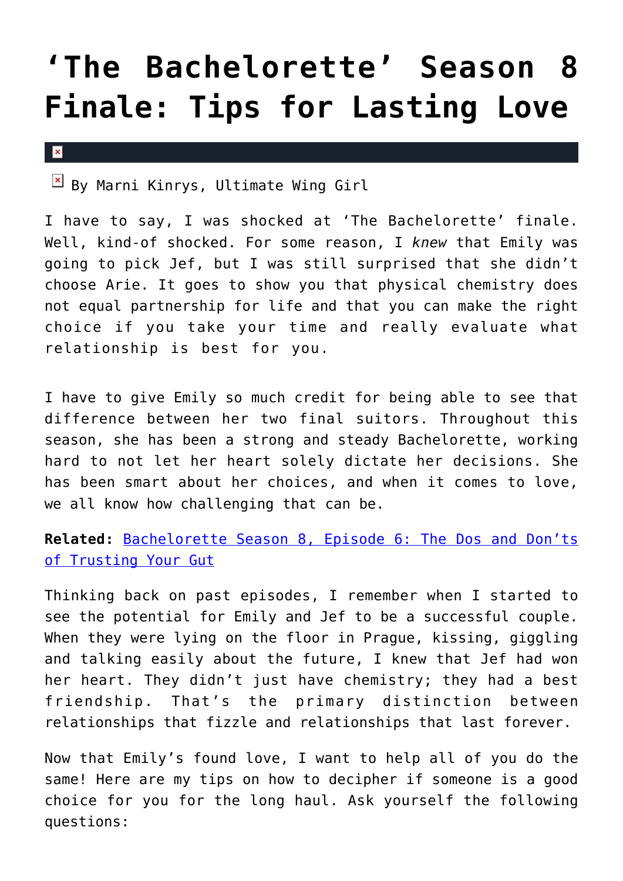# ‘The Bachelorette’ Season 8 Finale: Tips for Lasting Love

By Marni Kinrys, Ultimate Wing Girl

I have to say, I was shocked at ‘The Bachelorette’ finale. Well, kind-of shocked. For some reason, I *knew* that Emily was going to pick Jef, but I was still surprised that she didn’t choose Arie. It goes to show you that physical chemistry does not equal partnership for life and that you can make the right choice if you take your time and really evaluate what relationship is best for you.

I have to give Emily so much credit for being able to see that difference between her two final suitors. Throughout this season, she has been a strong and steady Bachelorette, working hard to not let her heart solely dictate her decisions. She has been smart about her choices, and when it comes to love, we all know how challenging that can be.

**Related:** Bachelorette Season 8, Episode 6: The Dos and Don’ts of Trusting Your Gut

Thinking back on past episodes, I remember when I started to see the potential for Emily and Jef to be a successful couple. When they were lying on the floor in Prague, kissing, giggling and talking easily about the future, I knew that Jef had won her heart. They didn’t just have chemistry; they had a best friendship. That’s the primary distinction between relationships that fizzle and relationships that last forever.

Now that Emily’s found love, I want to help all of you do the same! Here are my tips on how to decipher if someone is a good choice for you for the long haul. Ask yourself the following questions: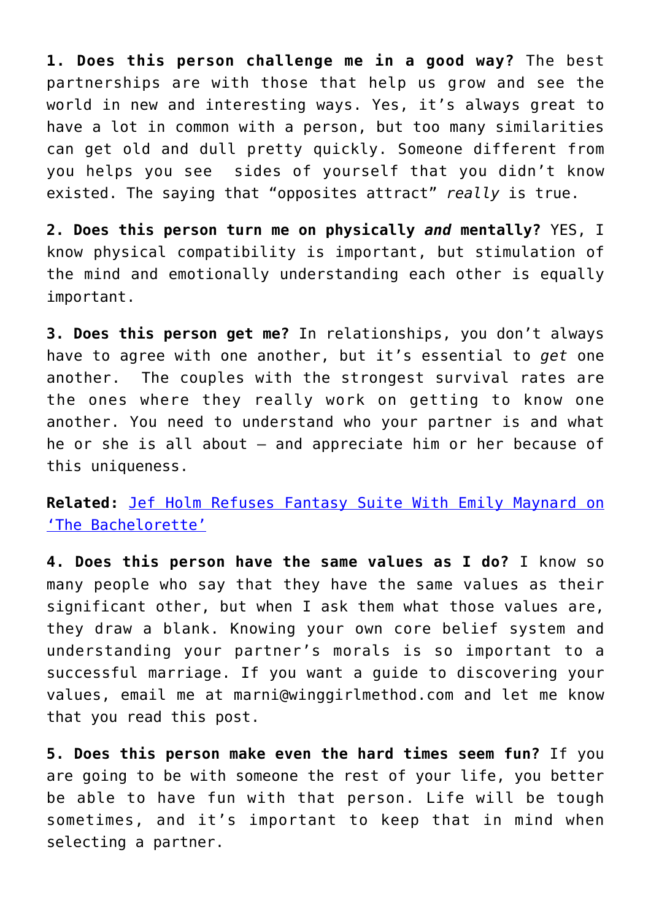**1. Does this person challenge me in a good way?** The best partnerships are with those that help us grow and see the world in new and interesting ways. Yes, it's always great to have a lot in common with a person, but too many similarities can get old and dull pretty quickly. Someone different from you helps you see  sides of yourself that you didn't know existed. The saying that "opposites attract" *really* is true.

**2. Does this person turn me on physically *and* mentally?** YES, I know physical compatibility is important, but stimulation of the mind and emotionally understanding each other is equally important.

**3. Does this person get me?** In relationships, you don't always have to agree with one another, but it's essential to *get* one another.  The couples with the strongest survival rates are the ones where they really work on getting to know one another. You need to understand who your partner is and what he or she is all about – and appreciate him or her because of this uniqueness.

**Related:** Jef Holm Refuses Fantasy Suite With Emily Maynard on 'The Bachelorette'

**4. Does this person have the same values as I do?** I know so many people who say that they have the same values as their significant other, but when I ask them what those values are, they draw a blank. Knowing your own core belief system and understanding your partner's morals is so important to a successful marriage. If you want a guide to discovering your values, email me at marni@winggirlmethod.com and let me know that you read this post.

**5. Does this person make even the hard times seem fun?** If you are going to be with someone the rest of your life, you better be able to have fun with that person. Life will be tough sometimes, and it's important to keep that in mind when selecting a partner.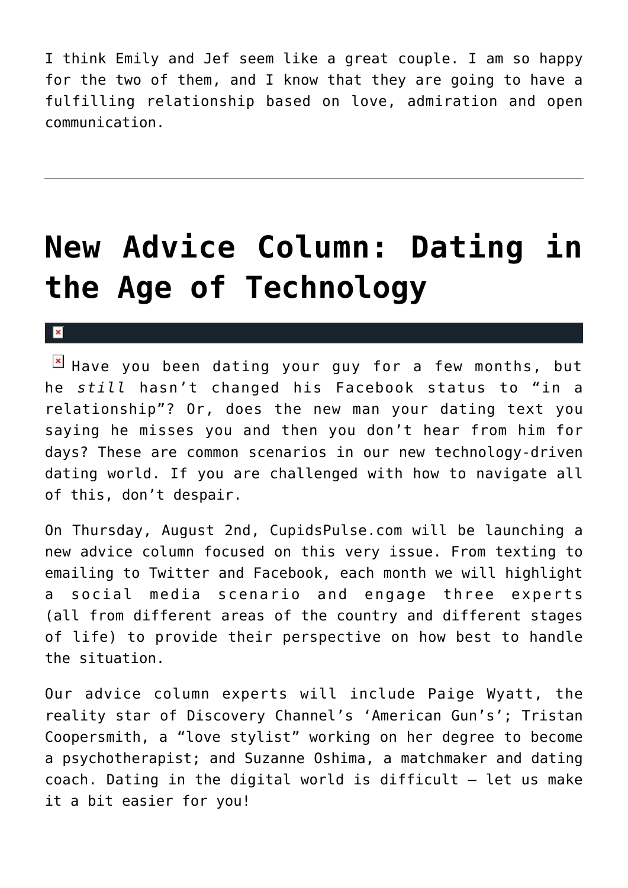I think Emily and Jef seem like a great couple. I am so happy for the two of them, and I know that they are going to have a fulfilling relationship based on love, admiration and open communication.

---

# New Advice Column: Dating in the Age of Technology

Have you been dating your guy for a few months, but he *still* hasn't changed his Facebook status to "in a relationship"? Or, does the new man your dating text you saying he misses you and then you don't hear from him for days? These are common scenarios in our new technology-driven dating world. If you are challenged with how to navigate all of this, don't despair.

On Thursday, August 2nd, CupidsPulse.com will be launching a new advice column focused on this very issue. From texting to emailing to Twitter and Facebook, each month we will highlight a social media scenario and engage three experts (all from different areas of the country and different stages of life) to provide their perspective on how best to handle the situation.

Our advice column experts will include Paige Wyatt, the reality star of Discovery Channel's 'American Gun's'; Tristan Coopersmith, a "love stylist" working on her degree to become a psychotherapist; and Suzanne Oshima, a matchmaker and dating coach. Dating in the digital world is difficult – let us make it a bit easier for you!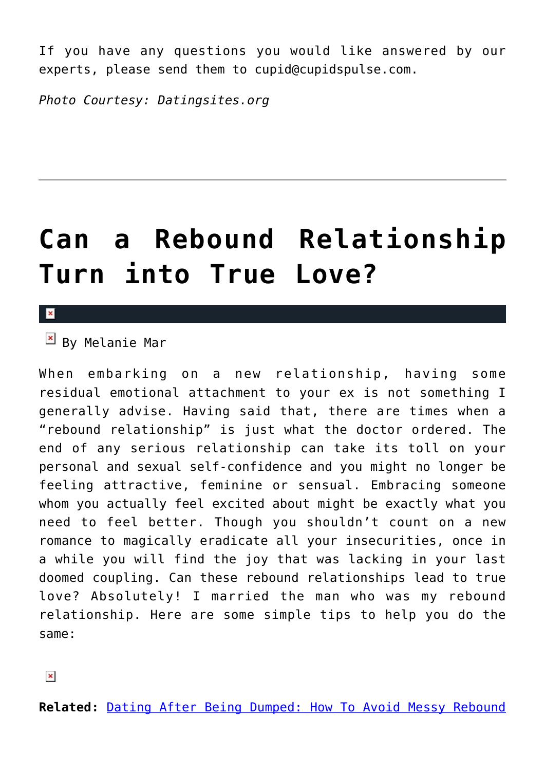If you have any questions you would like answered by our experts, please send them to cupid@cupidspulse.com.

*Photo Courtesy: Datingsites.org*

---

# Can a Rebound Relationship Turn into True Love?

By Melanie Mar

When embarking on a new relationship, having some residual emotional attachment to your ex is not something I generally advise. Having said that, there are times when a "rebound relationship" is just what the doctor ordered. The end of any serious relationship can take its toll on your personal and sexual self-confidence and you might no longer be feeling attractive, feminine or sensual. Embracing someone whom you actually feel excited about might be exactly what you need to feel better. Though you shouldn't count on a new romance to magically eradicate all your insecurities, once in a while you will find the joy that was lacking in your last doomed coupling. Can these rebound relationships lead to true love? Absolutely! I married the man who was my rebound relationship. Here are some simple tips to help you do the same:

**Related:** Dating After Being Dumped: How To Avoid Messy Rebound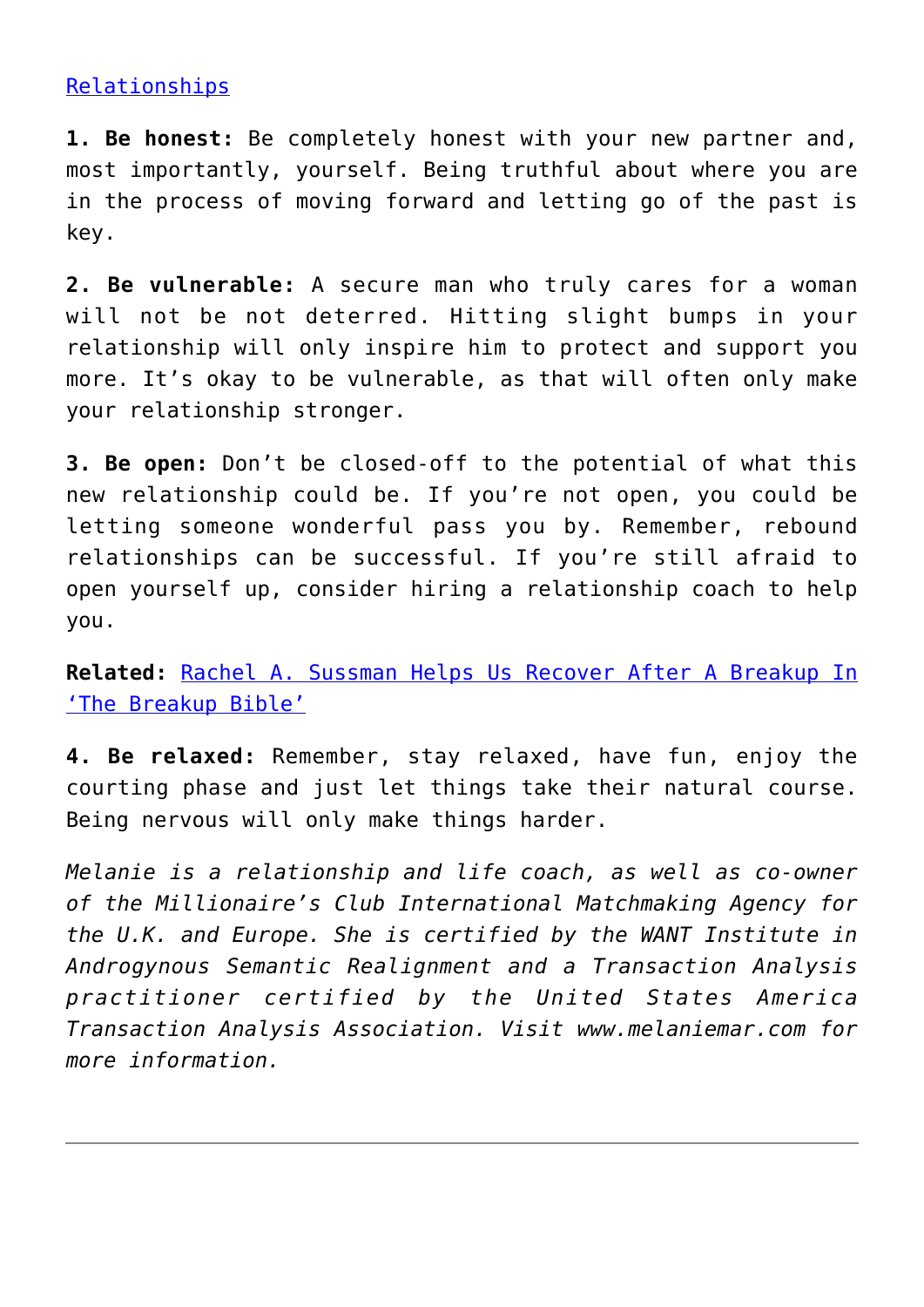Relationships

**1. Be honest:** Be completely honest with your new partner and, most importantly, yourself. Being truthful about where you are in the process of moving forward and letting go of the past is key.

**2. Be vulnerable:** A secure man who truly cares for a woman will not be not deterred. Hitting slight bumps in your relationship will only inspire him to protect and support you more. It's okay to be vulnerable, as that will often only make your relationship stronger.

**3. Be open:** Don't be closed-off to the potential of what this new relationship could be. If you're not open, you could be letting someone wonderful pass you by. Remember, rebound relationships can be successful. If you're still afraid to open yourself up, consider hiring a relationship coach to help you.

**Related:** Rachel A. Sussman Helps Us Recover After A Breakup In 'The Breakup Bible'

**4. Be relaxed:** Remember, stay relaxed, have fun, enjoy the courting phase and just let things take their natural course. Being nervous will only make things harder.

*Melanie is a relationship and life coach, as well as co-owner of the Millionaire's Club International Matchmaking Agency for the U.K. and Europe. She is certified by the WANT Institute in Androgynous Semantic Realignment and a Transaction Analysis practitioner certified by the United States America Transaction Analysis Association. Visit www.melaniemar.com for more information.*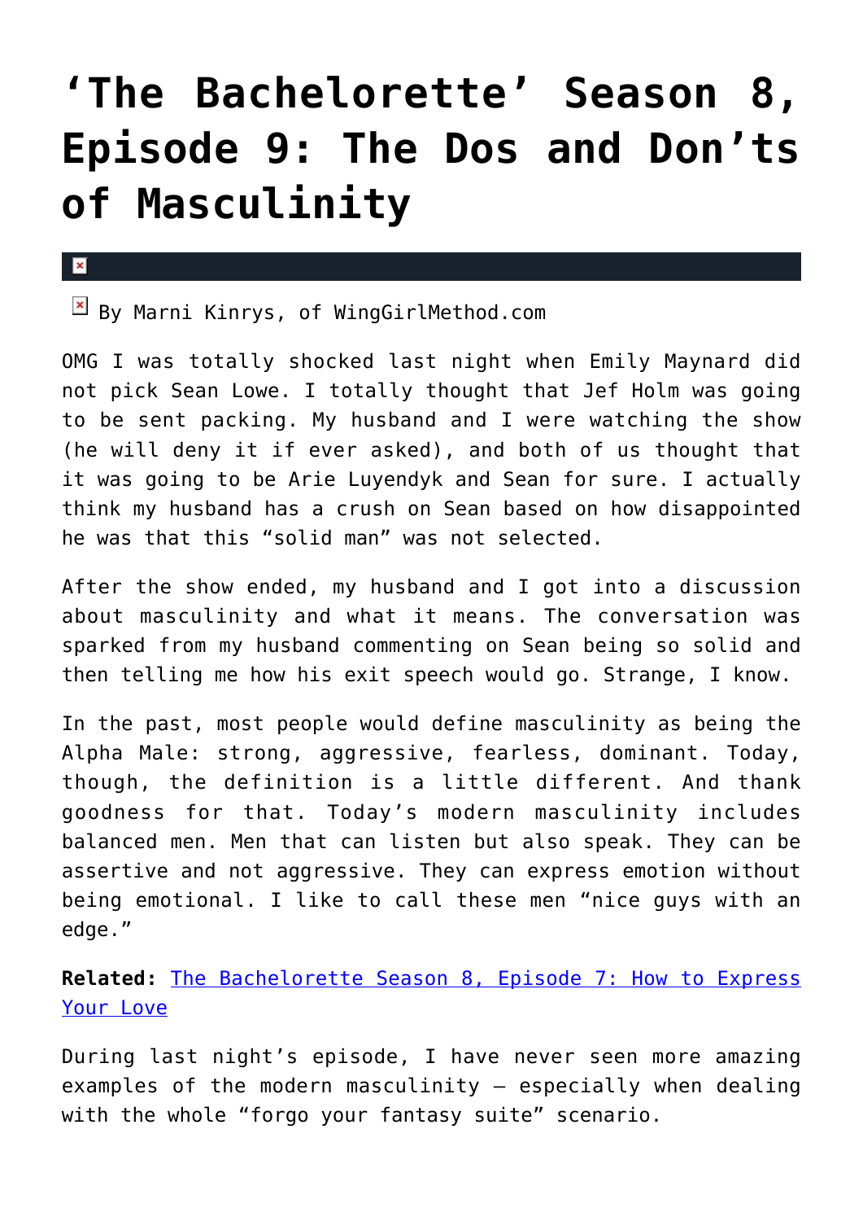# ‘The Bachelorette’ Season 8, Episode 9: The Dos and Don’ts of Masculinity

By Marni Kinrys, of WingGirlMethod.com

OMG I was totally shocked last night when Emily Maynard did not pick Sean Lowe. I totally thought that Jef Holm was going to be sent packing. My husband and I were watching the show (he will deny it if ever asked), and both of us thought that it was going to be Arie Luyendyk and Sean for sure. I actually think my husband has a crush on Sean based on how disappointed he was that this “solid man” was not selected.

After the show ended, my husband and I got into a discussion about masculinity and what it means. The conversation was sparked from my husband commenting on Sean being so solid and then telling me how his exit speech would go. Strange, I know.

In the past, most people would define masculinity as being the Alpha Male: strong, aggressive, fearless, dominant. Today, though, the definition is a little different. And thank goodness for that. Today’s modern masculinity includes balanced men. Men that can listen but also speak. They can be assertive and not aggressive. They can express emotion without being emotional. I like to call these men “nice guys with an edge.”

**Related:** The Bachelorette Season 8, Episode 7: How to Express Your Love

During last night’s episode, I have never seen more amazing examples of the modern masculinity – especially when dealing with the whole “forgo your fantasy suite” scenario.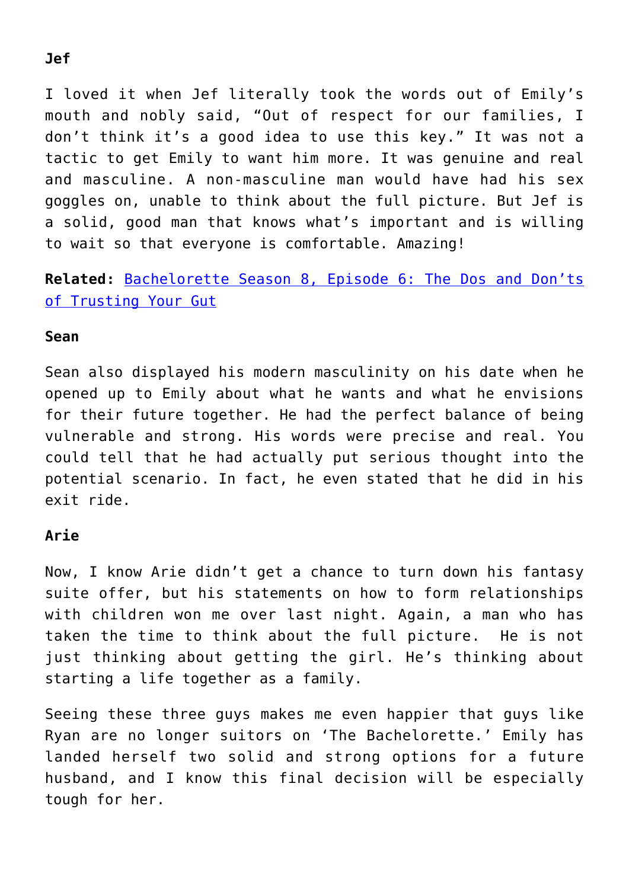**Jef**

I loved it when Jef literally took the words out of Emily's mouth and nobly said, "Out of respect for our families, I don't think it's a good idea to use this key." It was not a tactic to get Emily to want him more. It was genuine and real and masculine. A non-masculine man would have had his sex goggles on, unable to think about the full picture. But Jef is a solid, good man that knows what's important and is willing to wait so that everyone is comfortable. Amazing!

**Related:** [Bachelorette Season 8, Episode 6: The Dos and Don'ts of Trusting Your Gut]()

**Sean**

Sean also displayed his modern masculinity on his date when he opened up to Emily about what he wants and what he envisions for their future together. He had the perfect balance of being vulnerable and strong. His words were precise and real. You could tell that he had actually put serious thought into the potential scenario. In fact, he even stated that he did in his exit ride.

**Arie**

Now, I know Arie didn't get a chance to turn down his fantasy suite offer, but his statements on how to form relationships with children won me over last night. Again, a man who has taken the time to think about the full picture. He is not just thinking about getting the girl. He's thinking about starting a life together as a family.

Seeing these three guys makes me even happier that guys like Ryan are no longer suitors on 'The Bachelorette.' Emily has landed herself two solid and strong options for a future husband, and I know this final decision will be especially tough for her.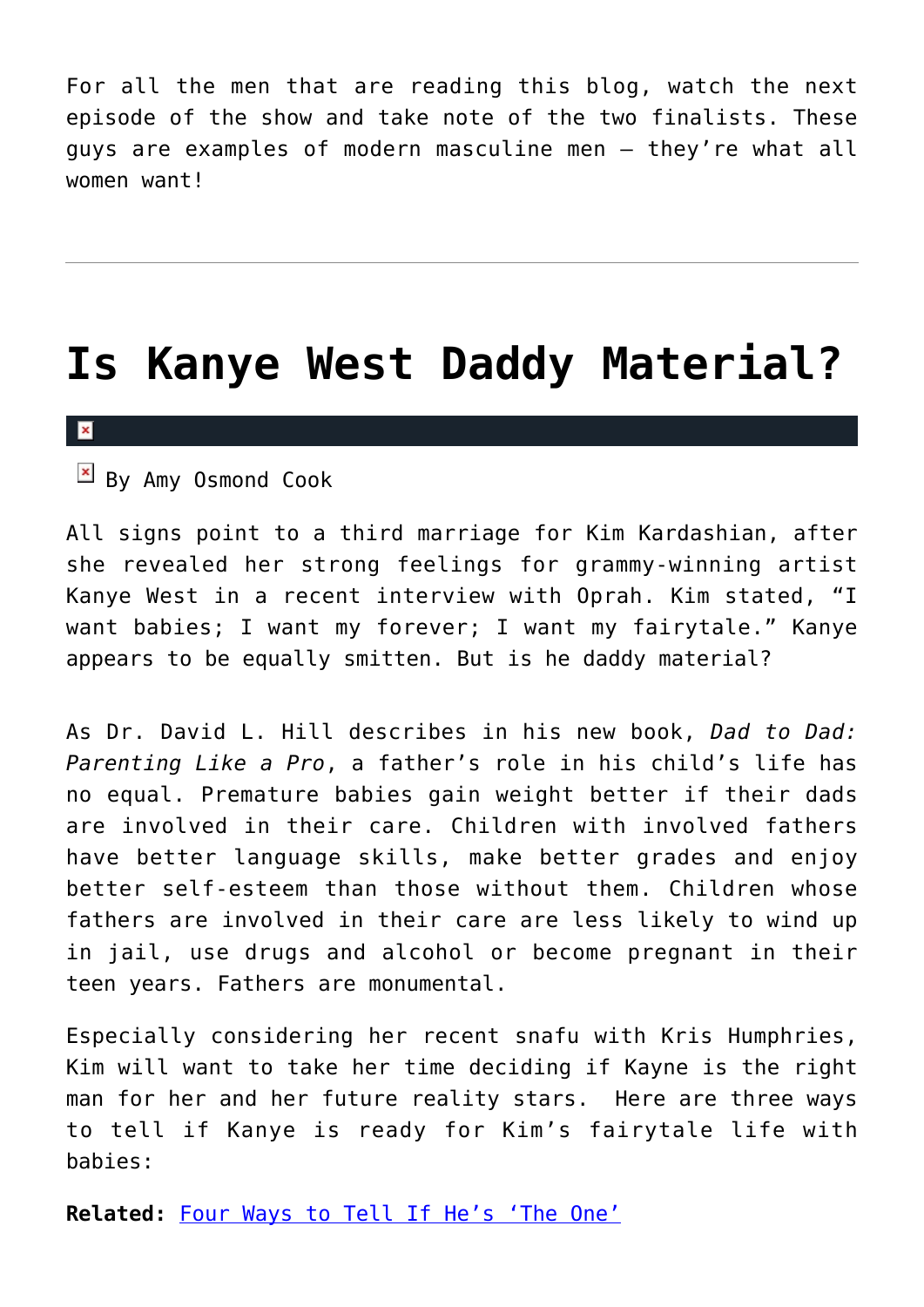For all the men that are reading this blog, watch the next episode of the show and take note of the two finalists. These guys are examples of modern masculine men — they're what all women want!

---

# Is Kanye West Daddy Material?

By Amy Osmond Cook

All signs point to a third marriage for Kim Kardashian, after she revealed her strong feelings for grammy-winning artist Kanye West in a recent interview with Oprah. Kim stated, "I want babies; I want my forever; I want my fairytale." Kanye appears to be equally smitten. But is he daddy material?

As Dr. David L. Hill describes in his new book, *Dad to Dad: Parenting Like a Pro*, a father's role in his child's life has no equal. Premature babies gain weight better if their dads are involved in their care. Children with involved fathers have better language skills, make better grades and enjoy better self-esteem than those without them. Children whose fathers are involved in their care are less likely to wind up in jail, use drugs and alcohol or become pregnant in their teen years. Fathers are monumental.

Especially considering her recent snafu with Kris Humphries, Kim will want to take her time deciding if Kayne is the right man for her and her future reality stars. Here are three ways to tell if Kanye is ready for Kim's fairytale life with babies:

**Related:** Four Ways to Tell If He's 'The One'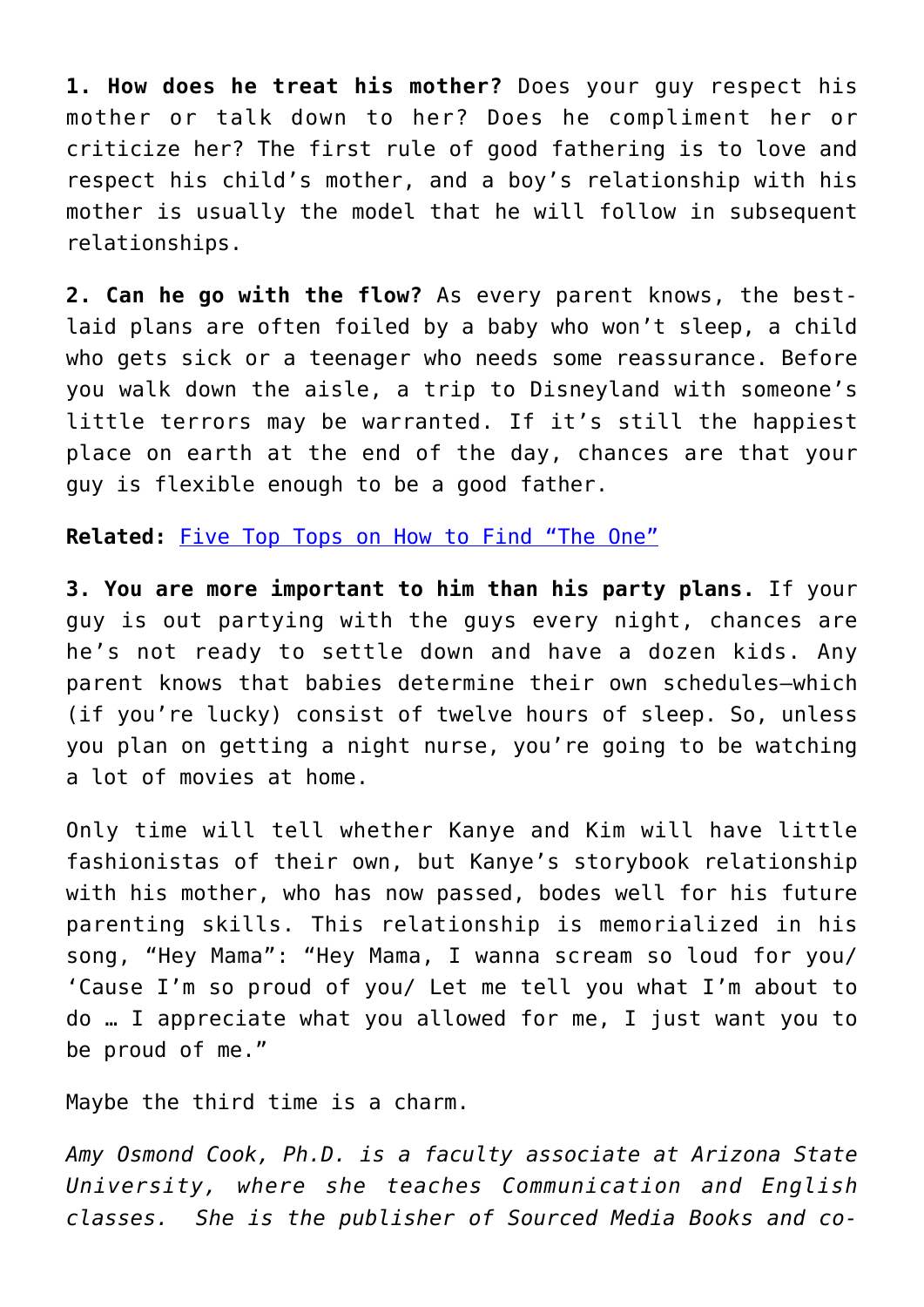**1. How does he treat his mother?** Does your guy respect his mother or talk down to her? Does he compliment her or criticize her? The first rule of good fathering is to love and respect his child's mother, and a boy's relationship with his mother is usually the model that he will follow in subsequent relationships.

**2. Can he go with the flow?** As every parent knows, the best-laid plans are often foiled by a baby who won't sleep, a child who gets sick or a teenager who needs some reassurance. Before you walk down the aisle, a trip to Disneyland with someone's little terrors may be warranted. If it's still the happiest place on earth at the end of the day, chances are that your guy is flexible enough to be a good father.

**Related:** [Five Top Tops on How to Find "The One"]()

**3. You are more important to him than his party plans.** If your guy is out partying with the guys every night, chances are he's not ready to settle down and have a dozen kids. Any parent knows that babies determine their own schedules—which (if you're lucky) consist of twelve hours of sleep. So, unless you plan on getting a night nurse, you're going to be watching a lot of movies at home.

Only time will tell whether Kanye and Kim will have little fashionistas of their own, but Kanye's storybook relationship with his mother, who has now passed, bodes well for his future parenting skills. This relationship is memorialized in his song, "Hey Mama": "Hey Mama, I wanna scream so loud for you/ 'Cause I'm so proud of you/ Let me tell you what I'm about to do … I appreciate what you allowed for me, I just want you to be proud of me."

Maybe the third time is a charm.

*Amy Osmond Cook, Ph.D. is a faculty associate at Arizona State University, where she teaches Communication and English classes. She is the publisher of Sourced Media Books and co-*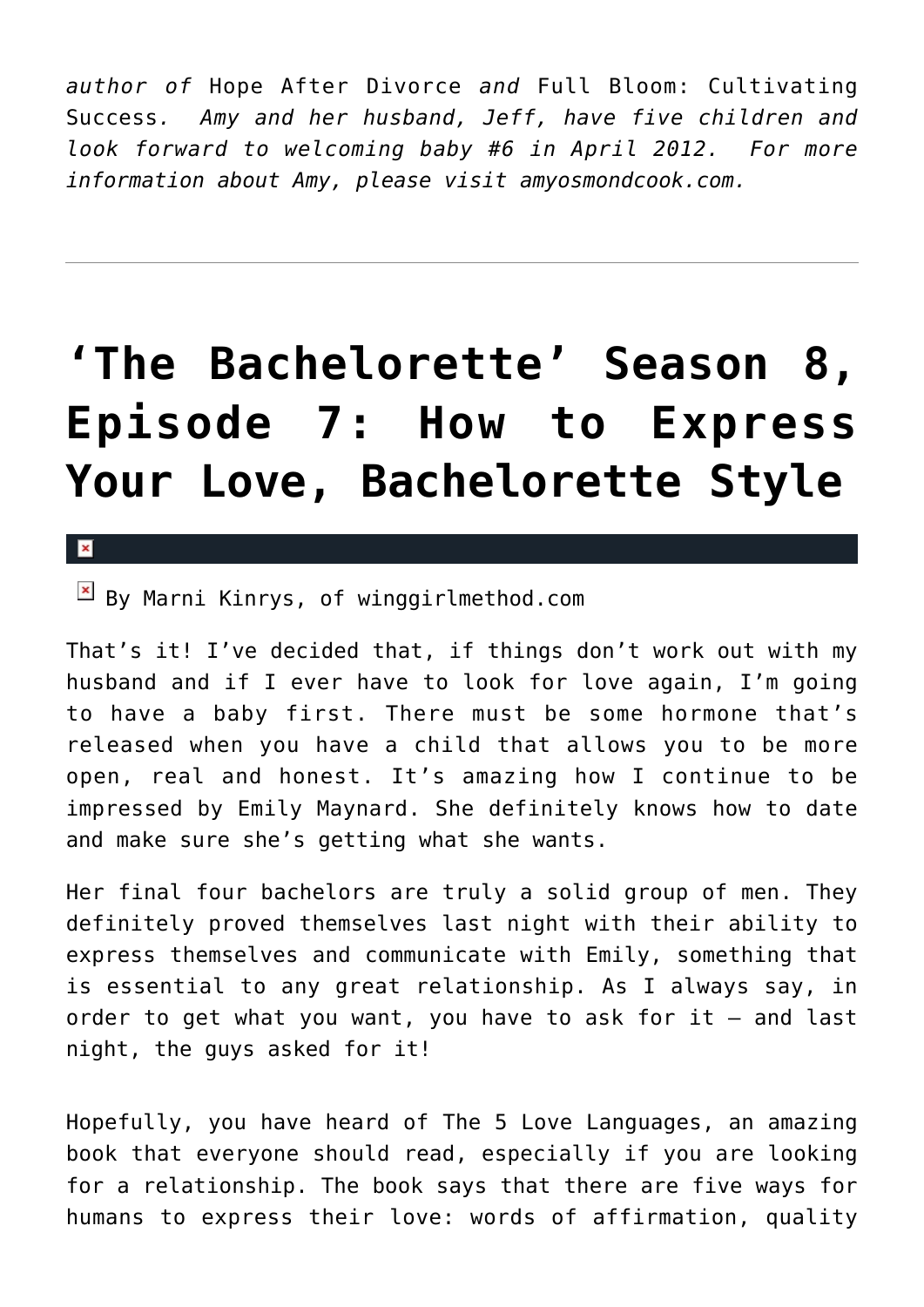*author of* Hope After Divorce *and* Full Bloom: Cultivating Success*. Amy and her husband, Jeff, have five children and look forward to welcoming baby #6 in April 2012. For more information about Amy, please visit amyosmondcook.com.*

---

# 'The Bachelorette' Season 8, Episode 7: How to Express Your Love, Bachelorette Style

By Marni Kinrys, of winggirlmethod.com

That's it! I've decided that, if things don't work out with my husband and if I ever have to look for love again, I'm going to have a baby first. There must be some hormone that's released when you have a child that allows you to be more open, real and honest. It's amazing how I continue to be impressed by Emily Maynard. She definitely knows how to date and make sure she's getting what she wants.

Her final four bachelors are truly a solid group of men. They definitely proved themselves last night with their ability to express themselves and communicate with Emily, something that is essential to any great relationship. As I always say, in order to get what you want, you have to ask for it – and last night, the guys asked for it!

Hopefully, you have heard of The 5 Love Languages, an amazing book that everyone should read, especially if you are looking for a relationship. The book says that there are five ways for humans to express their love: words of affirmation, quality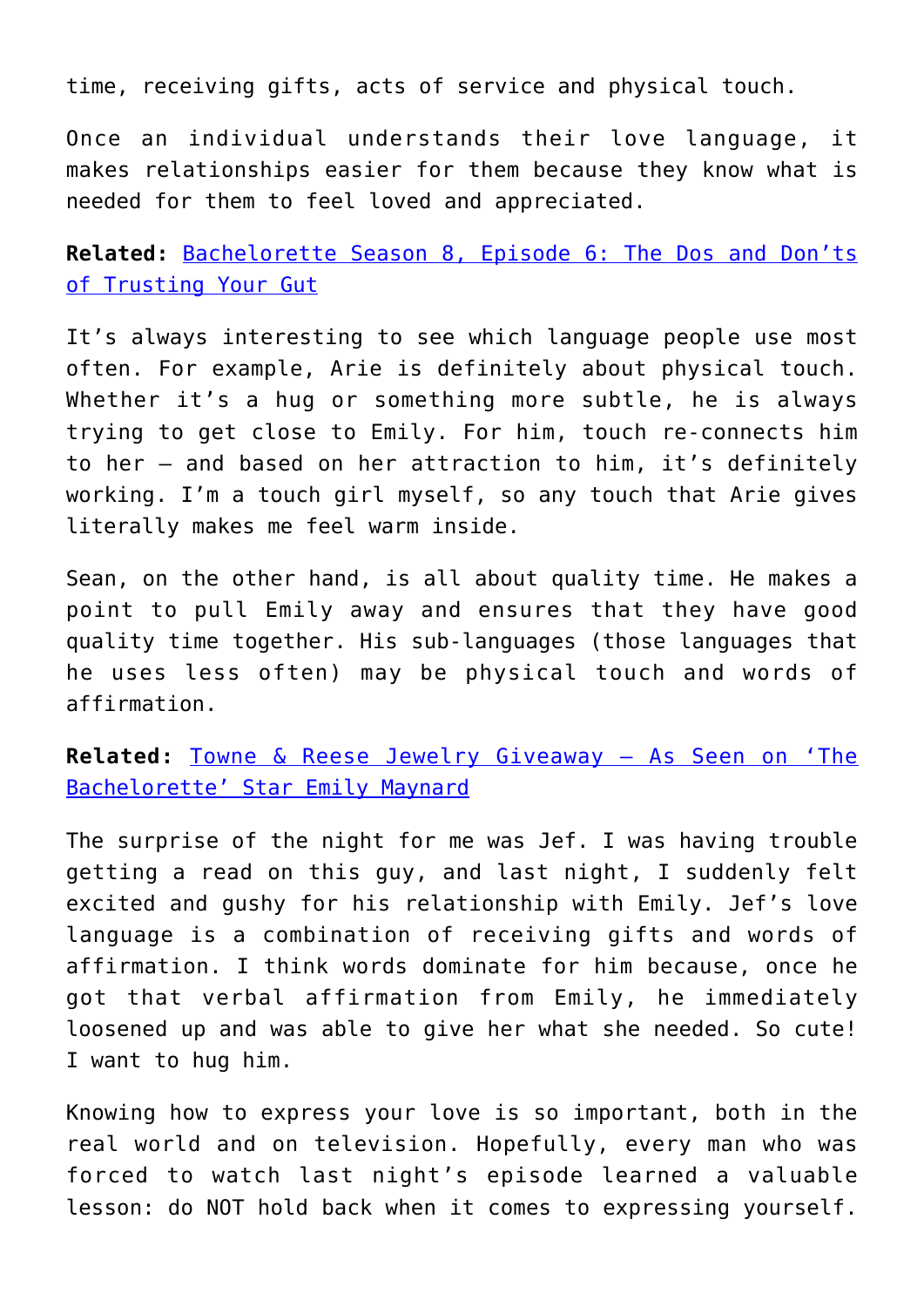time, receiving gifts, acts of service and physical touch.

Once an individual understands their love language, it makes relationships easier for them because they know what is needed for them to feel loved and appreciated.

**Related:** [Bachelorette Season 8, Episode 6: The Dos and Don'ts of Trusting Your Gut]()

It's always interesting to see which language people use most often. For example, Arie is definitely about physical touch. Whether it's a hug or something more subtle, he is always trying to get close to Emily. For him, touch re-connects him to her – and based on her attraction to him, it's definitely working. I'm a touch girl myself, so any touch that Arie gives literally makes me feel warm inside.

Sean, on the other hand, is all about quality time. He makes a point to pull Emily away and ensures that they have good quality time together. His sub-languages (those languages that he uses less often) may be physical touch and words of affirmation.

**Related:** [Towne & Reese Jewelry Giveaway – As Seen on 'The Bachelorette' Star Emily Maynard]()

The surprise of the night for me was Jef. I was having trouble getting a read on this guy, and last night, I suddenly felt excited and gushy for his relationship with Emily. Jef's love language is a combination of receiving gifts and words of affirmation. I think words dominate for him because, once he got that verbal affirmation from Emily, he immediately loosened up and was able to give her what she needed. So cute! I want to hug him.

Knowing how to express your love is so important, both in the real world and on television. Hopefully, every man who was forced to watch last night's episode learned a valuable lesson: do NOT hold back when it comes to expressing yourself.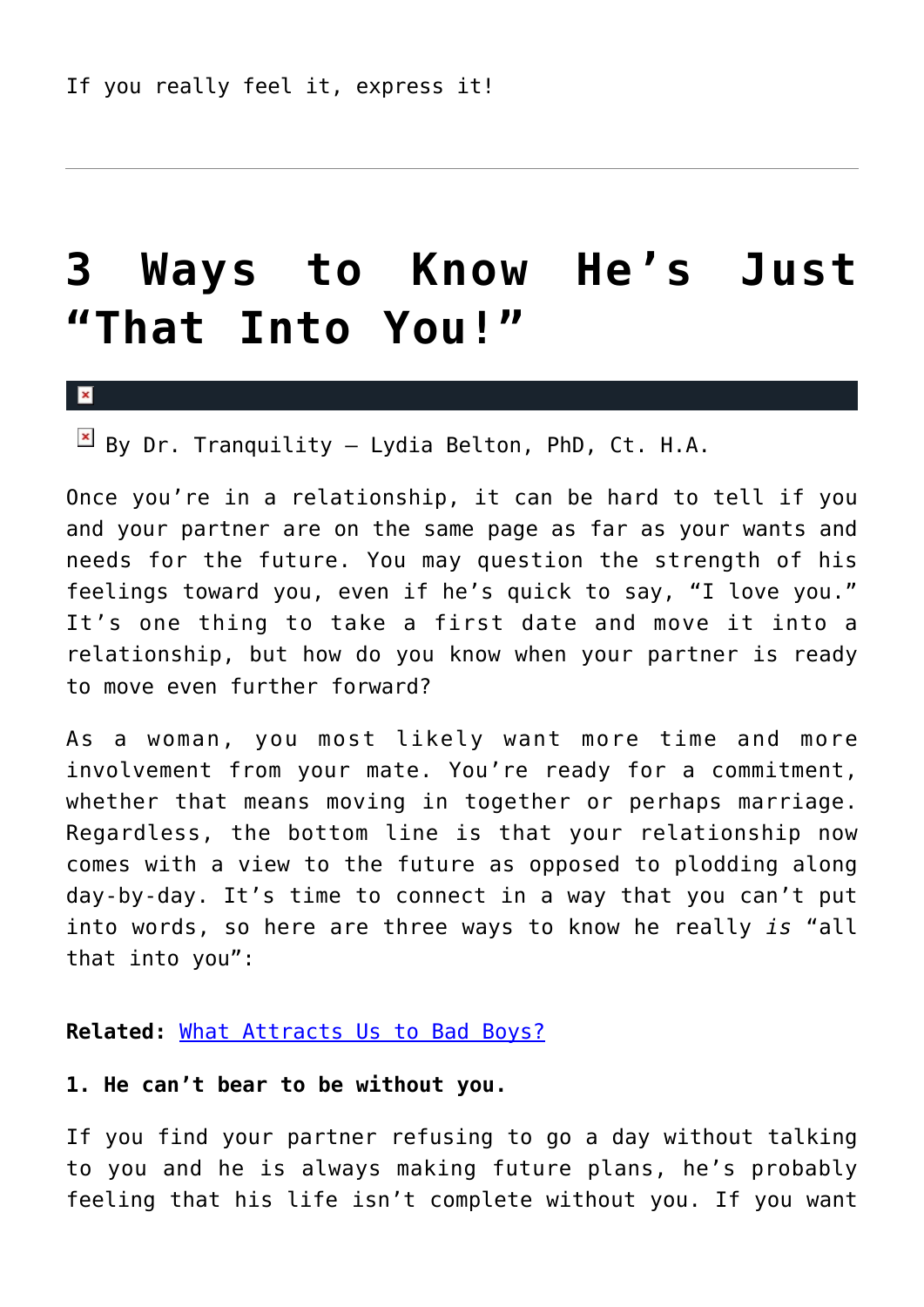If you really feel it, express it!

---

# 3 Ways to Know He's Just "That Into You!"

By Dr. Tranquility – Lydia Belton, PhD, Ct. H.A.

Once you're in a relationship, it can be hard to tell if you and your partner are on the same page as far as your wants and needs for the future. You may question the strength of his feelings toward you, even if he's quick to say, "I love you." It's one thing to take a first date and move it into a relationship, but how do you know when your partner is ready to move even further forward?

As a woman, you most likely want more time and more involvement from your mate. You're ready for a commitment, whether that means moving in together or perhaps marriage. Regardless, the bottom line is that your relationship now comes with a view to the future as opposed to plodding along day-by-day. It's time to connect in a way that you can't put into words, so here are three ways to know he really *is* "all that into you":

**Related:** [What Attracts Us to Bad Boys?]

**1. He can't bear to be without you.**

If you find your partner refusing to go a day without talking to you and he is always making future plans, he's probably feeling that his life isn't complete without you. If you want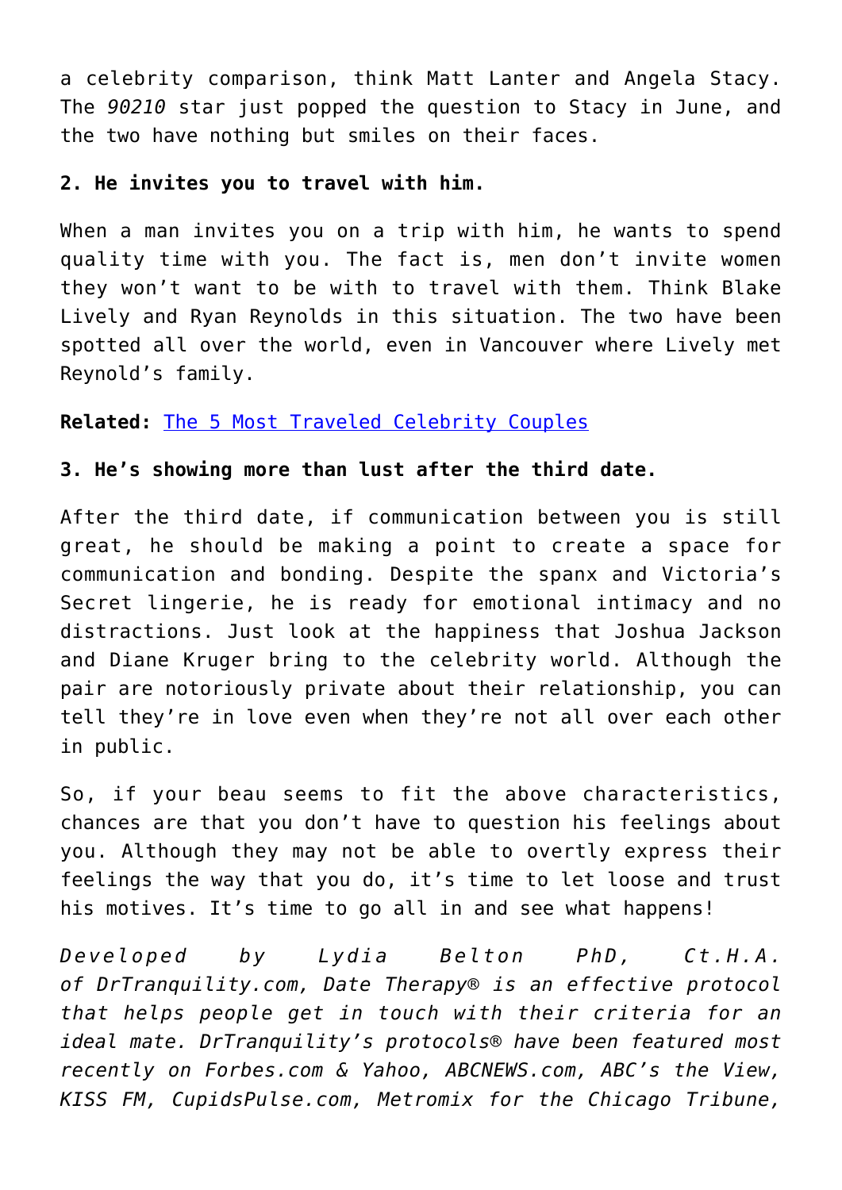a celebrity comparison, think Matt Lanter and Angela Stacy. The *90210* star just popped the question to Stacy in June, and the two have nothing but smiles on their faces.

**2. He invites you to travel with him.**

When a man invites you on a trip with him, he wants to spend quality time with you. The fact is, men don't invite women they won't want to be with to travel with them. Think Blake Lively and Ryan Reynolds in this situation. The two have been spotted all over the world, even in Vancouver where Lively met Reynold's family.

**Related:** [The 5 Most Traveled Celebrity Couples]

**3. He's showing more than lust after the third date.**

After the third date, if communication between you is still great, he should be making a point to create a space for communication and bonding. Despite the spanx and Victoria's Secret lingerie, he is ready for emotional intimacy and no distractions. Just look at the happiness that Joshua Jackson and Diane Kruger bring to the celebrity world. Although the pair are notoriously private about their relationship, you can tell they're in love even when they're not all over each other in public.

So, if your beau seems to fit the above characteristics, chances are that you don't have to question his feelings about you. Although they may not be able to overtly express their feelings the way that you do, it's time to let loose and trust his motives. It's time to go all in and see what happens!

*Developed by Lydia Belton PhD, Ct.H.A. of DrTranquility.com, Date Therapy® is an effective protocol that helps people get in touch with their criteria for an ideal mate. DrTranquility's protocols® have been featured most recently on Forbes.com & Yahoo, ABCNEWS.com, ABC's the View, KISS FM, CupidsPulse.com, Metromix for the Chicago Tribune,*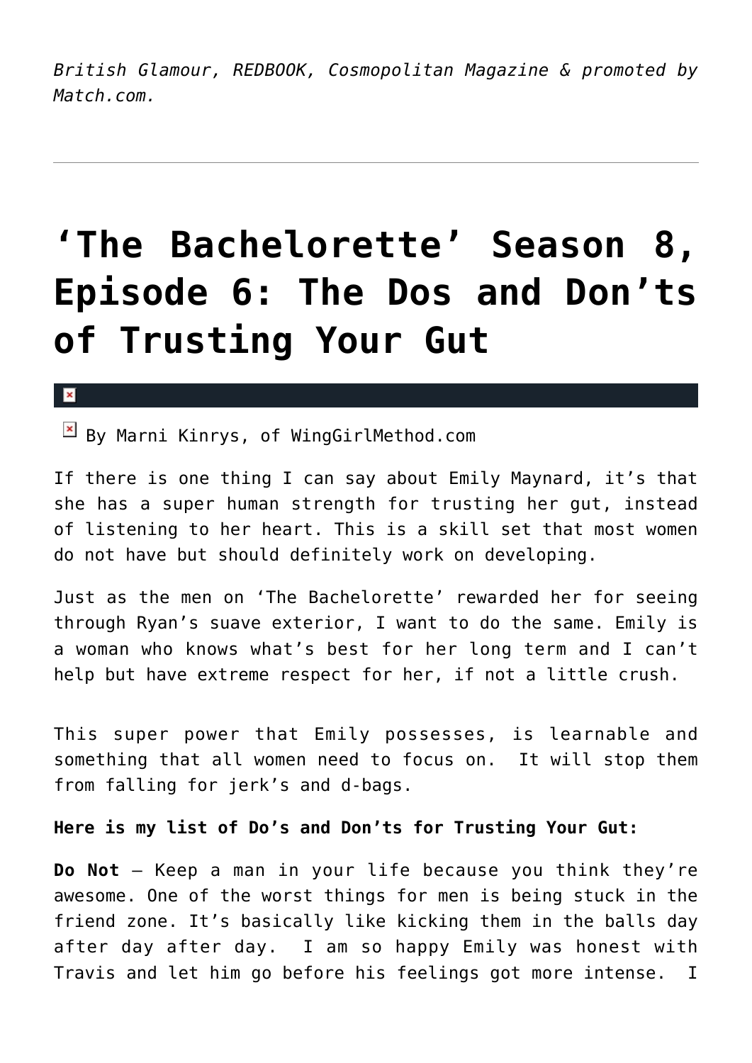*British Glamour, REDBOOK, Cosmopolitan Magazine & promoted by Match.com.*

---

# 'The Bachelorette' Season 8, Episode 6: The Dos and Don'ts of Trusting Your Gut

By Marni Kinrys, of WingGirlMethod.com

If there is one thing I can say about Emily Maynard, it's that she has a super human strength for trusting her gut, instead of listening to her heart. This is a skill set that most women do not have but should definitely work on developing.

Just as the men on 'The Bachelorette' rewarded her for seeing through Ryan's suave exterior, I want to do the same. Emily is a woman who knows what's best for her long term and I can't help but have extreme respect for her, if not a little crush.

This super power that Emily possesses, is learnable and something that all women need to focus on. It will stop them from falling for jerk's and d-bags.

**Here is my list of Do's and Don'ts for Trusting Your Gut:**

**Do Not** – Keep a man in your life because you think they're awesome. One of the worst things for men is being stuck in the friend zone. It's basically like kicking them in the balls day after day after day. I am so happy Emily was honest with Travis and let him go before his feelings got more intense. I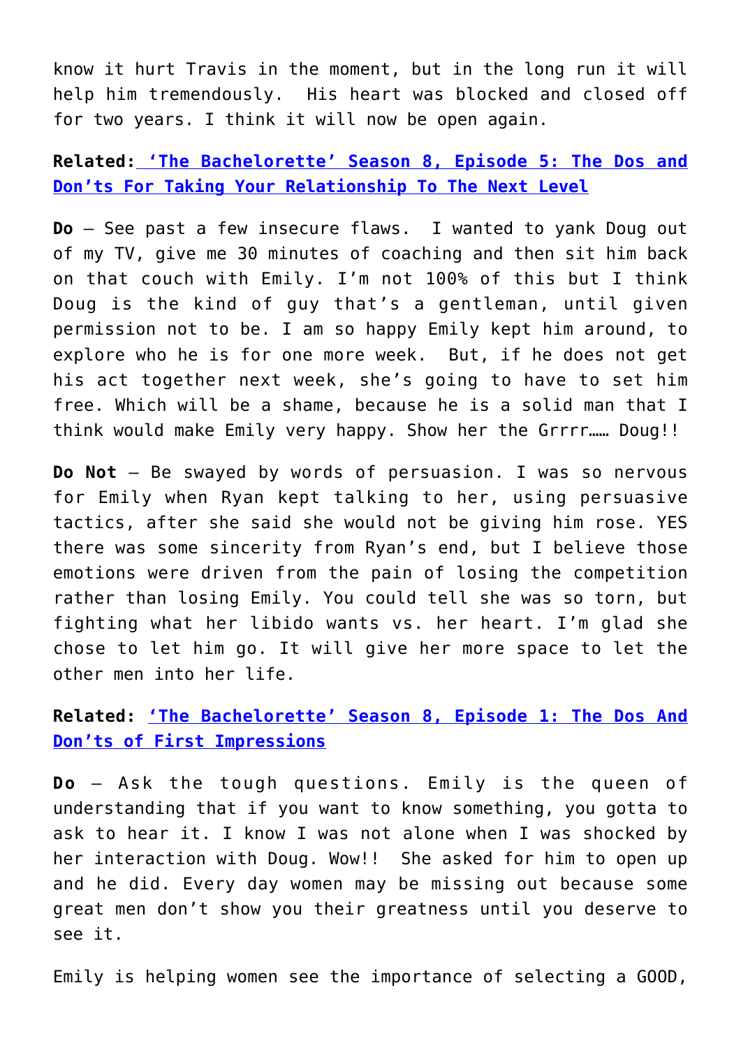know it hurt Travis in the moment, but in the long run it will help him tremendously. His heart was blocked and closed off for two years. I think it will now be open again.

**Related: 'The Bachelorette' Season 8, Episode 5: The Dos and Don'ts For Taking Your Relationship To The Next Level**

**Do** – See past a few insecure flaws. I wanted to yank Doug out of my TV, give me 30 minutes of coaching and then sit him back on that couch with Emily. I'm not 100% of this but I think Doug is the kind of guy that's a gentleman, until given permission not to be. I am so happy Emily kept him around, to explore who he is for one more week. But, if he does not get his act together next week, she's going to have to set him free. Which will be a shame, because he is a solid man that I think would make Emily very happy. Show her the Grrrr…… Doug!!

**Do Not** – Be swayed by words of persuasion. I was so nervous for Emily when Ryan kept talking to her, using persuasive tactics, after she said she would not be giving him rose. YES there was some sincerity from Ryan's end, but I believe those emotions were driven from the pain of losing the competition rather than losing Emily. You could tell she was so torn, but fighting what her libido wants vs. her heart. I'm glad she chose to let him go. It will give her more space to let the other men into her life.

**Related: 'The Bachelorette' Season 8, Episode 1: The Dos And Don'ts of First Impressions**

**Do** – Ask the tough questions. Emily is the queen of understanding that if you want to know something, you gotta to ask to hear it. I know I was not alone when I was shocked by her interaction with Doug. Wow!! She asked for him to open up and he did. Every day women may be missing out because some great men don't show you their greatness until you deserve to see it.

Emily is helping women see the importance of selecting a GOOD,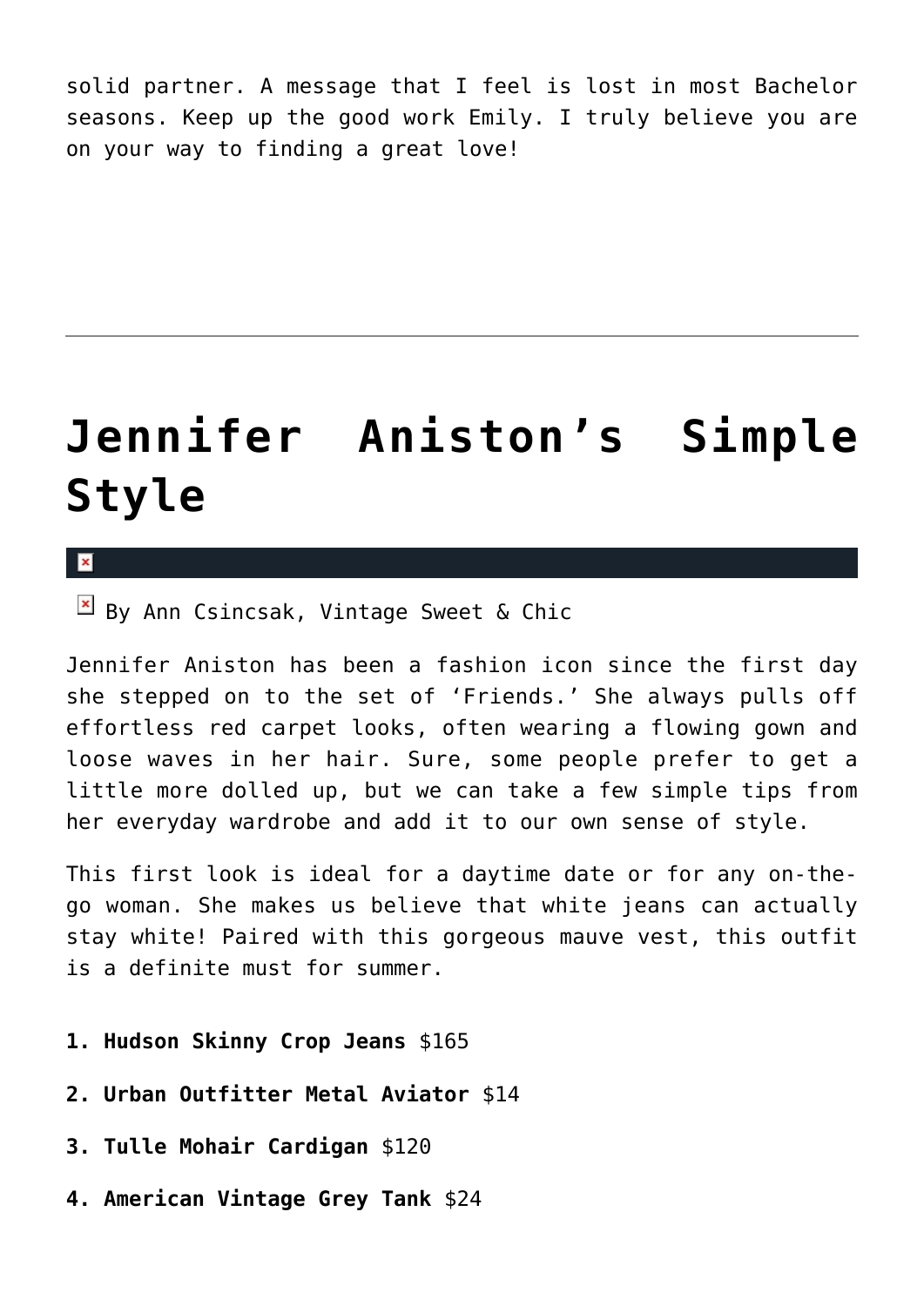solid partner. A message that I feel is lost in most Bachelor seasons. Keep up the good work Emily. I truly believe you are on your way to finding a great love!

---

# Jennifer Aniston's Simple Style

By Ann Csincsak, Vintage Sweet & Chic

Jennifer Aniston has been a fashion icon since the first day she stepped on to the set of 'Friends.' She always pulls off effortless red carpet looks, often wearing a flowing gown and loose waves in her hair. Sure, some people prefer to get a little more dolled up, but we can take a few simple tips from her everyday wardrobe and add it to our own sense of style.

This first look is ideal for a daytime date or for any on-the-go woman. She makes us believe that white jeans can actually stay white! Paired with this gorgeous mauve vest, this outfit is a definite must for summer.

**1. Hudson Skinny Crop Jeans** $165

**2. Urban Outfitter Metal Aviator** $14

**3. Tulle Mohair Cardigan** $120

**4. American Vintage Grey Tank** $24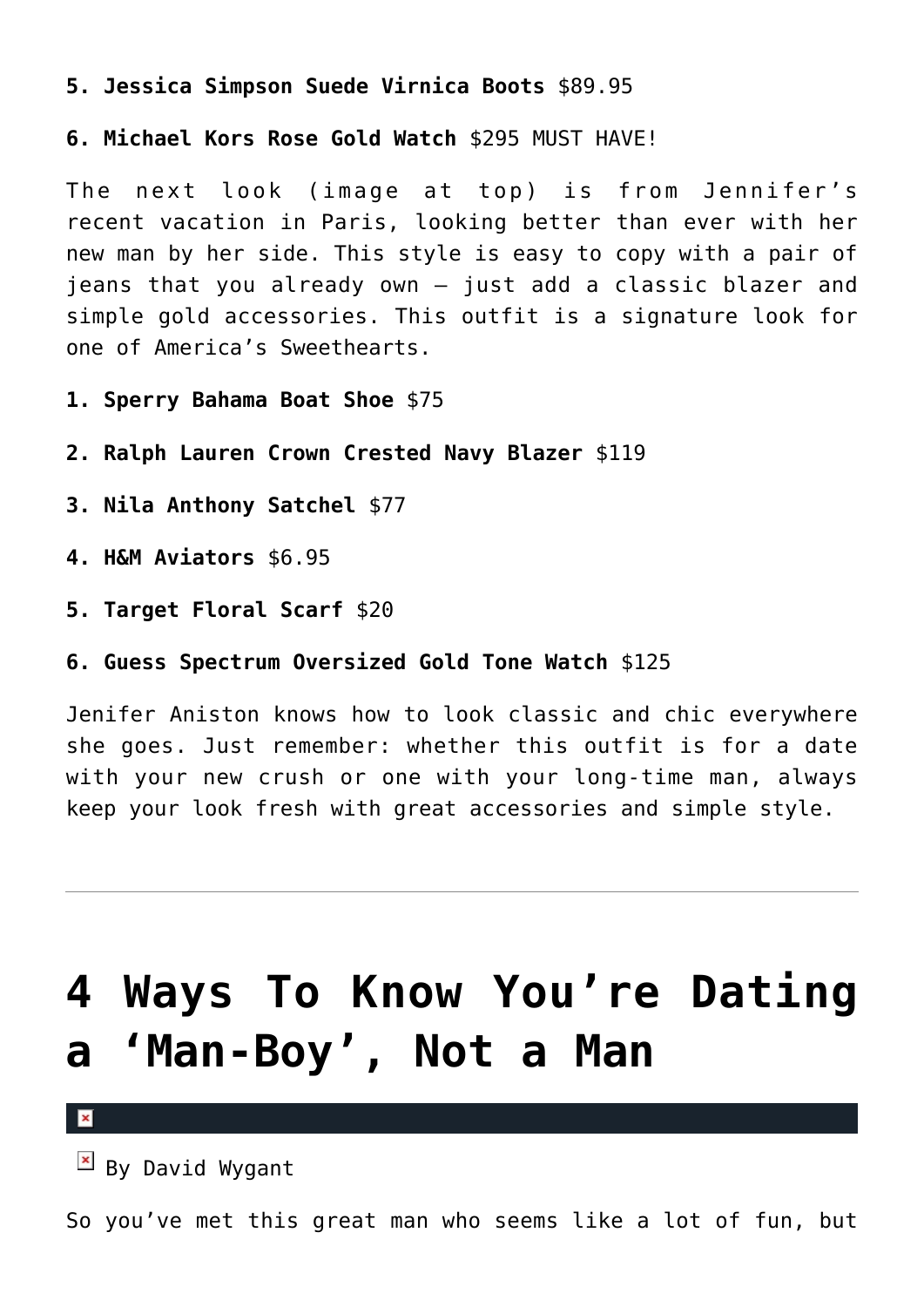**5. Jessica Simpson Suede Virnica Boots** $89.95

**6. Michael Kors Rose Gold Watch** $295 MUST HAVE!

The next look (image at top) is from Jennifer's recent vacation in Paris, looking better than ever with her new man by her side. This style is easy to copy with a pair of jeans that you already own – just add a classic blazer and simple gold accessories. This outfit is a signature look for one of America's Sweethearts.

**1. Sperry Bahama Boat Shoe** $75

**2. Ralph Lauren Crown Crested Navy Blazer** $119

**3. Nila Anthony Satchel** $77

**4. H&M Aviators** $6.95

**5. Target Floral Scarf** $20

**6. Guess Spectrum Oversized Gold Tone Watch** $125

Jenifer Aniston knows how to look classic and chic everywhere she goes. Just remember: whether this outfit is for a date with your new crush or one with your long-time man, always keep your look fresh with great accessories and simple style.

---

# 4 Ways To Know You're Dating a 'Man-Boy', Not a Man

By David Wygant

So you've met this great man who seems like a lot of fun, but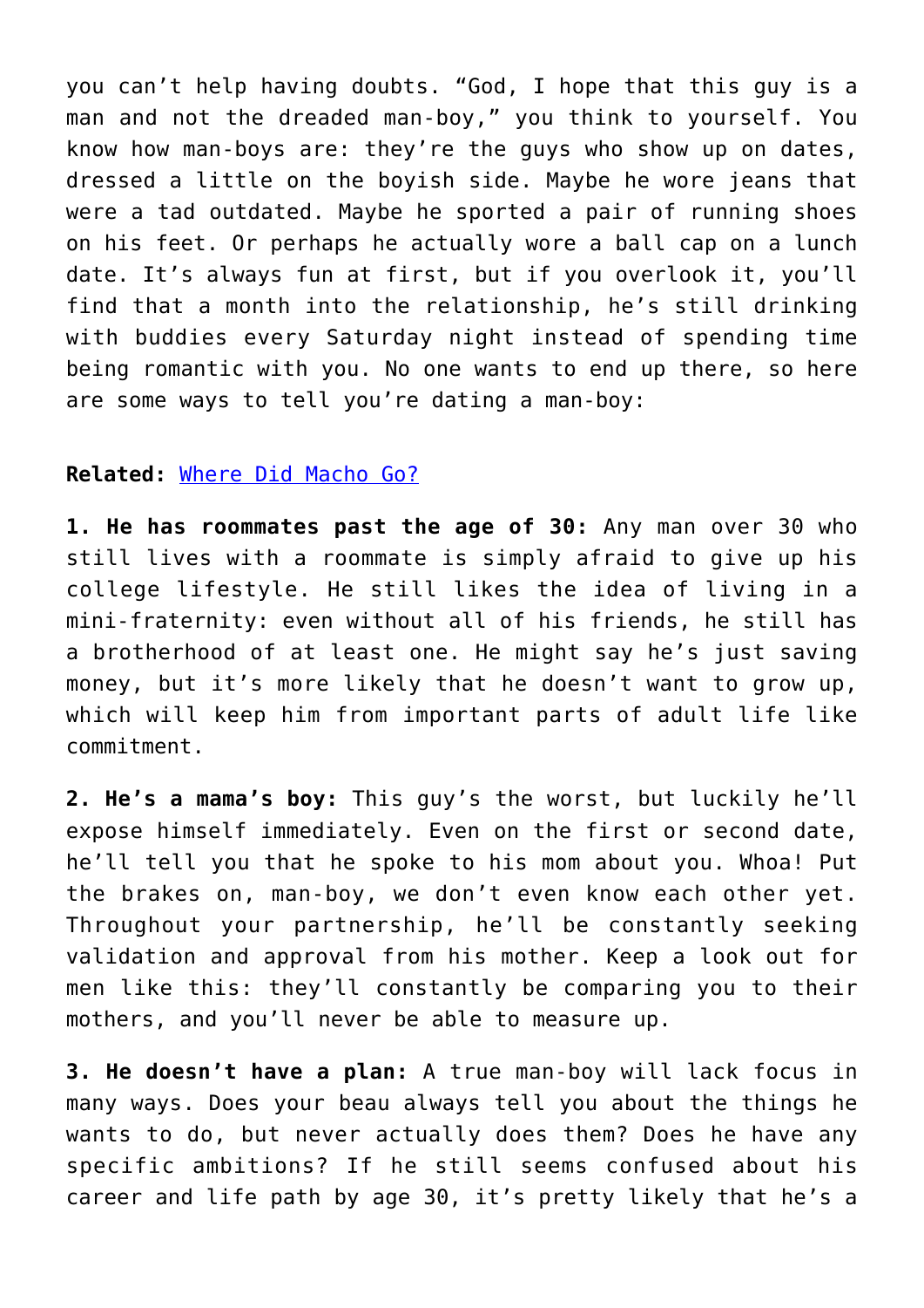you can't help having doubts. "God, I hope that this guy is a man and not the dreaded man-boy," you think to yourself. You know how man-boys are: they're the guys who show up on dates, dressed a little on the boyish side. Maybe he wore jeans that were a tad outdated. Maybe he sported a pair of running shoes on his feet. Or perhaps he actually wore a ball cap on a lunch date. It's always fun at first, but if you overlook it, you'll find that a month into the relationship, he's still drinking with buddies every Saturday night instead of spending time being romantic with you. No one wants to end up there, so here are some ways to tell you're dating a man-boy:

**Related:** [Where Did Macho Go?]

**1. He has roommates past the age of 30:** Any man over 30 who still lives with a roommate is simply afraid to give up his college lifestyle. He still likes the idea of living in a mini-fraternity: even without all of his friends, he still has a brotherhood of at least one. He might say he's just saving money, but it's more likely that he doesn't want to grow up, which will keep him from important parts of adult life like commitment.

**2. He's a mama's boy:** This guy's the worst, but luckily he'll expose himself immediately. Even on the first or second date, he'll tell you that he spoke to his mom about you. Whoa! Put the brakes on, man-boy, we don't even know each other yet. Throughout your partnership, he'll be constantly seeking validation and approval from his mother. Keep a look out for men like this: they'll constantly be comparing you to their mothers, and you'll never be able to measure up.

**3. He doesn't have a plan:** A true man-boy will lack focus in many ways. Does your beau always tell you about the things he wants to do, but never actually does them? Does he have any specific ambitions? If he still seems confused about his career and life path by age 30, it's pretty likely that he's a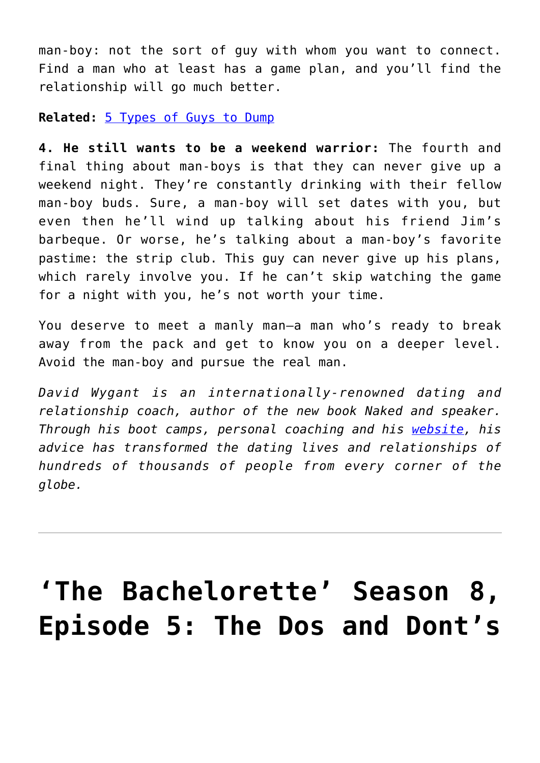man-boy: not the sort of guy with whom you want to connect. Find a man who at least has a game plan, and you'll find the relationship will go much better.

**Related:** [5 Types of Guys to Dump]

**4. He still wants to be a weekend warrior:** The fourth and final thing about man-boys is that they can never give up a weekend night. They're constantly drinking with their fellow man-boy buds. Sure, a man-boy will set dates with you, but even then he'll wind up talking about his friend Jim's barbeque. Or worse, he's talking about a man-boy's favorite pastime: the strip club. This guy can never give up his plans, which rarely involve you. If he can't skip watching the game for a night with you, he's not worth your time.

You deserve to meet a manly man—a man who's ready to break away from the pack and get to know you on a deeper level. Avoid the man-boy and pursue the real man.

*David Wygant is an internationally-renowned dating and relationship coach, author of the new book Naked and speaker. Through his boot camps, personal coaching and his [website], his advice has transformed the dating lives and relationships of hundreds of thousands of people from every corner of the globe.*

---

# 'The Bachelorette' Season 8, Episode 5: The Dos and Dont's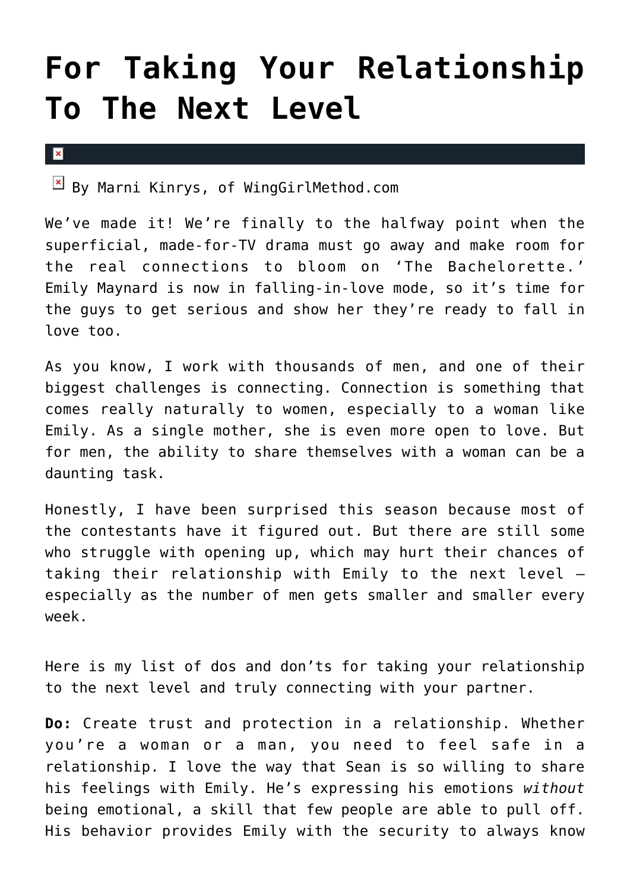# For Taking Your Relationship To The Next Level

By Marni Kinrys, of WingGirlMethod.com

We've made it! We're finally to the halfway point when the superficial, made-for-TV drama must go away and make room for the real connections to bloom on 'The Bachelorette.' Emily Maynard is now in falling-in-love mode, so it's time for the guys to get serious and show her they're ready to fall in love too.

As you know, I work with thousands of men, and one of their biggest challenges is connecting. Connection is something that comes really naturally to women, especially to a woman like Emily. As a single mother, she is even more open to love. But for men, the ability to share themselves with a woman can be a daunting task.

Honestly, I have been surprised this season because most of the contestants have it figured out. But there are still some who struggle with opening up, which may hurt their chances of taking their relationship with Emily to the next level – especially as the number of men gets smaller and smaller every week.

Here is my list of dos and don'ts for taking your relationship to the next level and truly connecting with your partner.

**Do:** Create trust and protection in a relationship. Whether you're a woman or a man, you need to feel safe in a relationship. I love the way that Sean is so willing to share his feelings with Emily. He's expressing his emotions *without* being emotional, a skill that few people are able to pull off. His behavior provides Emily with the security to always know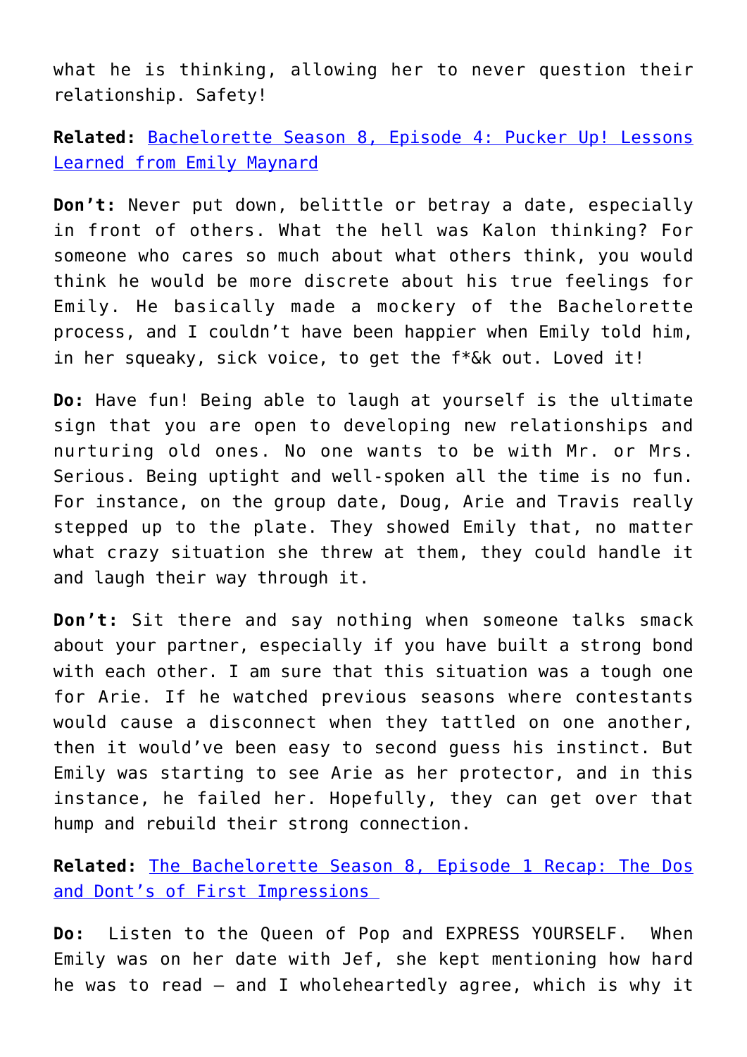what he is thinking, allowing her to never question their relationship. Safety!

**Related:** [Bachelorette Season 8, Episode 4: Pucker Up! Lessons Learned from Emily Maynard]()

**Don't:** Never put down, belittle or betray a date, especially in front of others. What the hell was Kalon thinking? For someone who cares so much about what others think, you would think he would be more discrete about his true feelings for Emily. He basically made a mockery of the Bachelorette process, and I couldn't have been happier when Emily told him, in her squeaky, sick voice, to get the f*&k out. Loved it!

**Do:** Have fun! Being able to laugh at yourself is the ultimate sign that you are open to developing new relationships and nurturing old ones. No one wants to be with Mr. or Mrs. Serious. Being uptight and well-spoken all the time is no fun. For instance, on the group date, Doug, Arie and Travis really stepped up to the plate. They showed Emily that, no matter what crazy situation she threw at them, they could handle it and laugh their way through it.

**Don't:** Sit there and say nothing when someone talks smack about your partner, especially if you have built a strong bond with each other. I am sure that this situation was a tough one for Arie. If he watched previous seasons where contestants would cause a disconnect when they tattled on one another, then it would've been easy to second guess his instinct. But Emily was starting to see Arie as her protector, and in this instance, he failed her. Hopefully, they can get over that hump and rebuild their strong connection.

**Related:** [The Bachelorette Season 8, Episode 1 Recap: The Dos and Dont's of First Impressions]()

**Do:** Listen to the Queen of Pop and EXPRESS YOURSELF. When Emily was on her date with Jef, she kept mentioning how hard he was to read – and I wholeheartedly agree, which is why it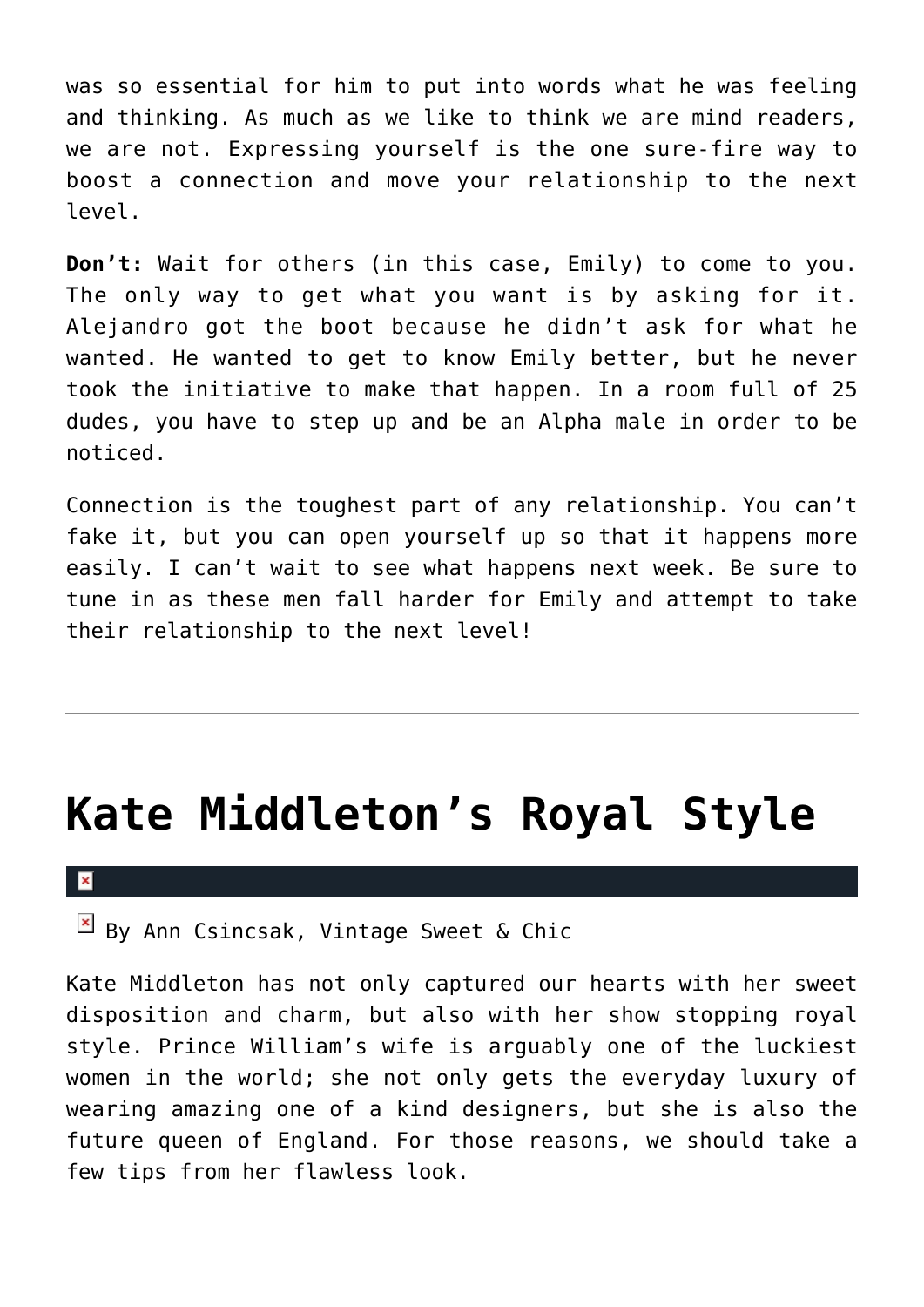was so essential for him to put into words what he was feeling and thinking. As much as we like to think we are mind readers, we are not. Expressing yourself is the one sure-fire way to boost a connection and move your relationship to the next level.

**Don't:** Wait for others (in this case, Emily) to come to you. The only way to get what you want is by asking for it. Alejandro got the boot because he didn't ask for what he wanted. He wanted to get to know Emily better, but he never took the initiative to make that happen. In a room full of 25 dudes, you have to step up and be an Alpha male in order to be noticed.

Connection is the toughest part of any relationship. You can't fake it, but you can open yourself up so that it happens more easily. I can't wait to see what happens next week. Be sure to tune in as these men fall harder for Emily and attempt to take their relationship to the next level!

---

# Kate Middleton's Royal Style

By Ann Csincsak, Vintage Sweet & Chic

Kate Middleton has not only captured our hearts with her sweet disposition and charm, but also with her show stopping royal style. Prince William's wife is arguably one of the luckiest women in the world; she not only gets the everyday luxury of wearing amazing one of a kind designers, but she is also the future queen of England. For those reasons, we should take a few tips from her flawless look.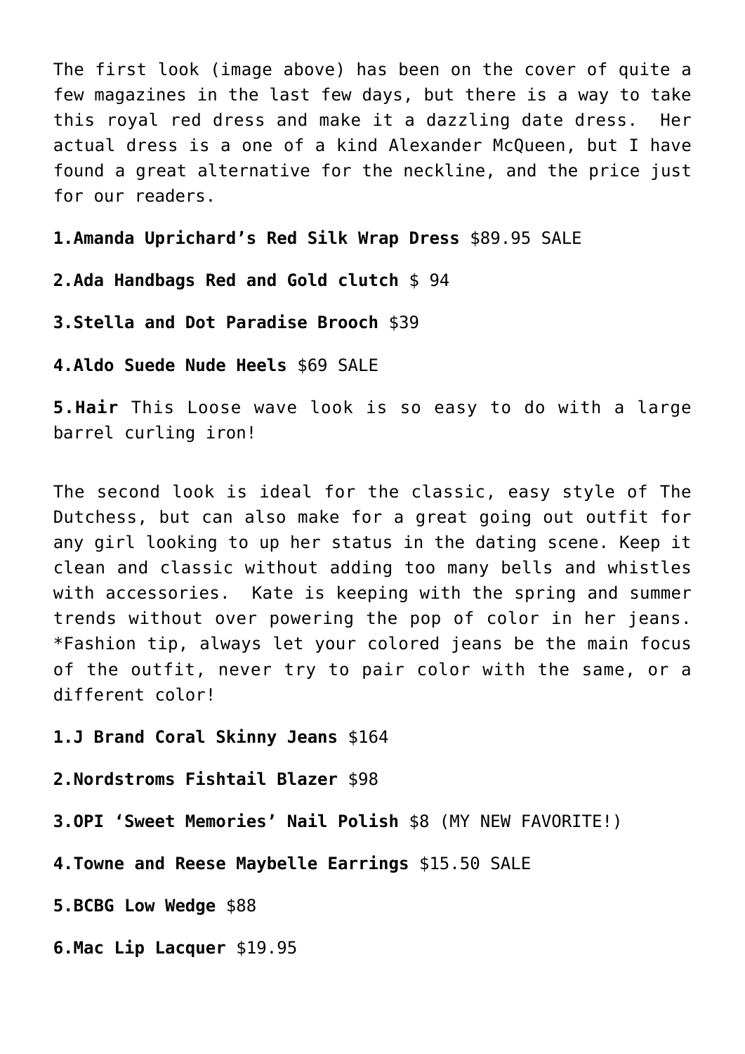The first look (image above) has been on the cover of quite a few magazines in the last few days, but there is a way to take this royal red dress and make it a dazzling date dress.  Her actual dress is a one of a kind Alexander McQueen, but I have found a great alternative for the neckline, and the price just for our readers.

**1.Amanda Uprichard's Red Silk Wrap Dress** $89.95 SALE

**2.Ada Handbags Red and Gold clutch** $ 94

**3.Stella and Dot Paradise Brooch** $39

**4.Aldo Suede Nude Heels** $69 SALE

**5.Hair** This Loose wave look is so easy to do with a large barrel curling iron!

The second look is ideal for the classic, easy style of The Dutchess, but can also make for a great going out outfit for any girl looking to up her status in the dating scene. Keep it clean and classic without adding too many bells and whistles with accessories.  Kate is keeping with the spring and summer trends without over powering the pop of color in her jeans. *Fashion tip, always let your colored jeans be the main focus of the outfit, never try to pair color with the same, or a different color!

**1.J Brand Coral Skinny Jeans** $164

**2.Nordstroms Fishtail Blazer** $98

**3.OPI 'Sweet Memories' Nail Polish** $8 (MY NEW FAVORITE!)

**4.Towne and Reese Maybelle Earrings** $15.50 SALE

**5.BCBG Low Wedge** $88

**6.Mac Lip Lacquer** $19.95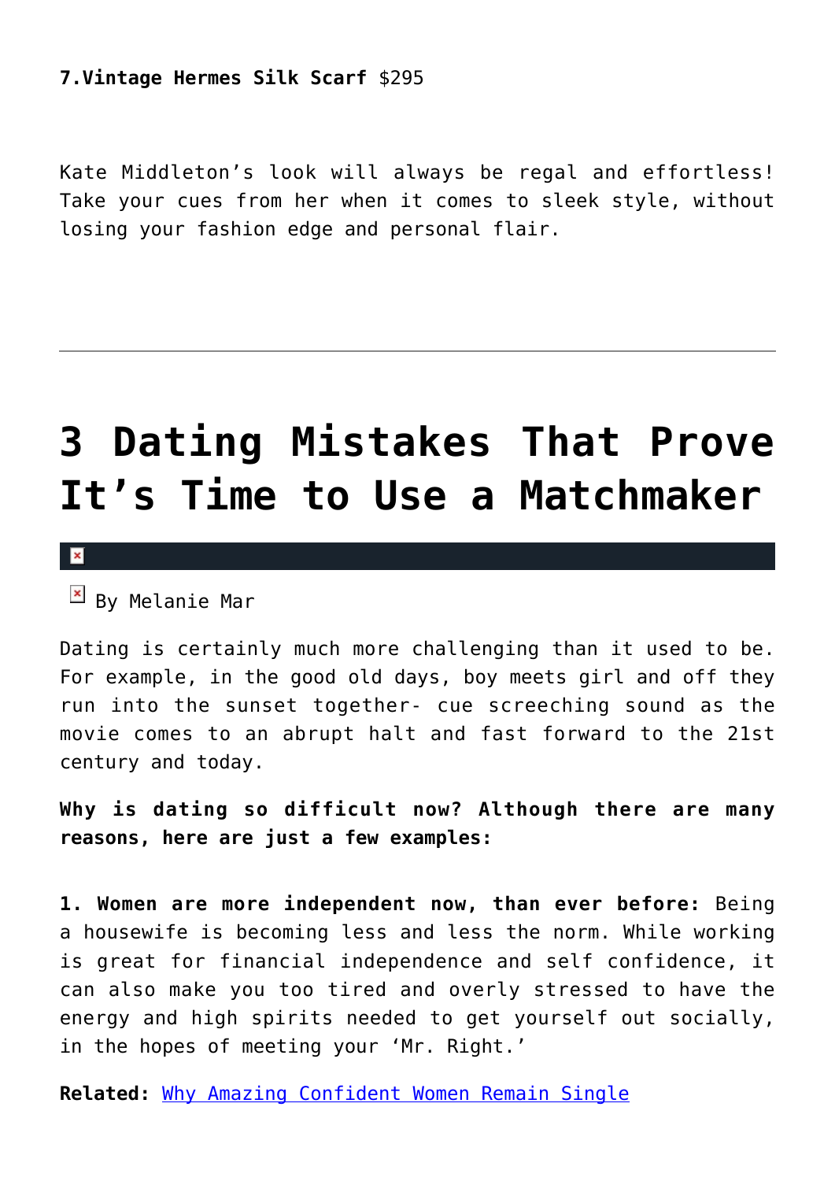**7.Vintage Hermes Silk Scarf** $295

Kate Middleton's look will always be regal and effortless! Take your cues from her when it comes to sleek style, without losing your fashion edge and personal flair.

---

# 3 Dating Mistakes That Prove It's Time to Use a Matchmaker

By Melanie Mar

Dating is certainly much more challenging than it used to be. For example, in the good old days, boy meets girl and off they run into the sunset together- cue screeching sound as the movie comes to an abrupt halt and fast forward to the 21st century and today.

**Why is dating so difficult now? Although there are many reasons, here are just a few examples:**

**1. Women are more independent now, than ever before:** Being a housewife is becoming less and less the norm. While working is great for financial independence and self confidence, it can also make you too tired and overly stressed to have the energy and high spirits needed to get yourself out socially, in the hopes of meeting your 'Mr. Right.'

**Related:** Why Amazing Confident Women Remain Single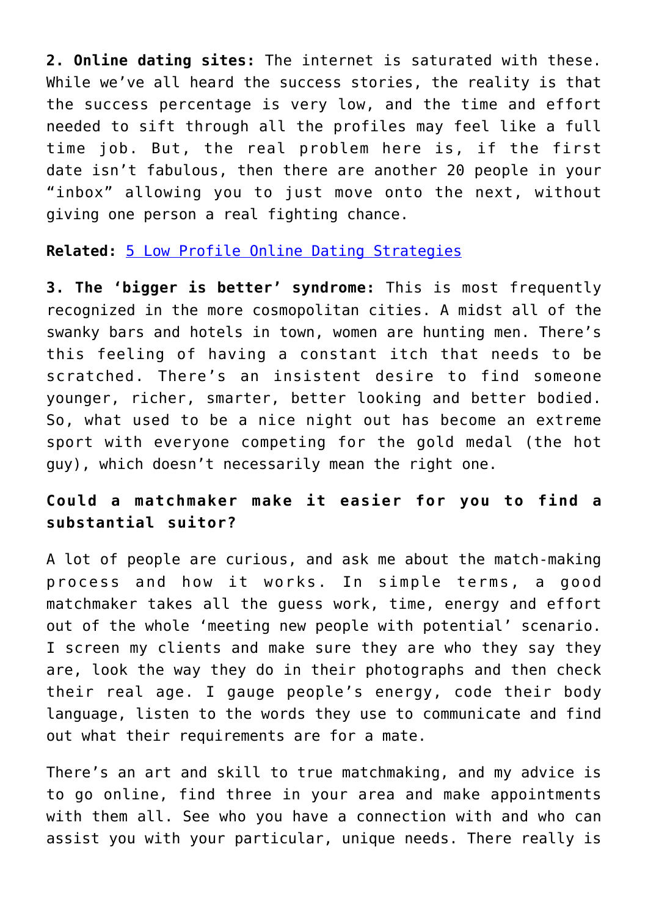**2. Online dating sites:** The internet is saturated with these. While we've all heard the success stories, the reality is that the success percentage is very low, and the time and effort needed to sift through all the profiles may feel like a full time job. But, the real problem here is, if the first date isn't fabulous, then there are another 20 people in your "inbox" allowing you to just move onto the next, without giving one person a real fighting chance.

**Related:** 5 Low Profile Online Dating Strategies

**3. The 'bigger is better' syndrome:** This is most frequently recognized in the more cosmopolitan cities. A midst all of the swanky bars and hotels in town, women are hunting men. There's this feeling of having a constant itch that needs to be scratched. There's an insistent desire to find someone younger, richer, smarter, better looking and better bodied. So, what used to be a nice night out has become an extreme sport with everyone competing for the gold medal (the hot guy), which doesn't necessarily mean the right one.

### Could a matchmaker make it easier for you to find a substantial suitor?

A lot of people are curious, and ask me about the match-making process and how it works. In simple terms, a good matchmaker takes all the guess work, time, energy and effort out of the whole 'meeting new people with potential' scenario. I screen my clients and make sure they are who they say they are, look the way they do in their photographs and then check their real age. I gauge people's energy, code their body language, listen to the words they use to communicate and find out what their requirements are for a mate.

There's an art and skill to true matchmaking, and my advice is to go online, find three in your area and make appointments with them all. See who you have a connection with and who can assist you with your particular, unique needs. There really is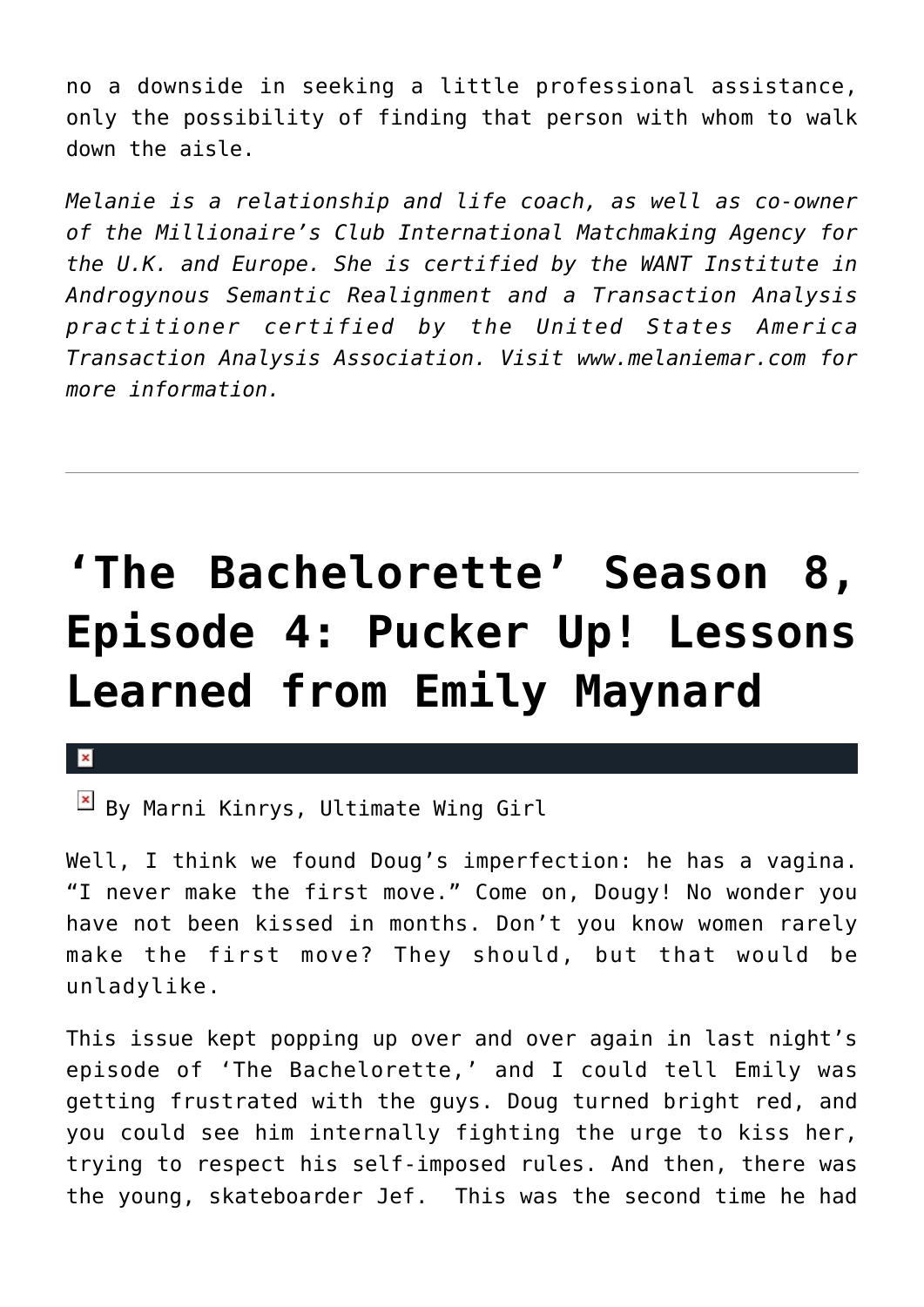no a downside in seeking a little professional assistance, only the possibility of finding that person with whom to walk down the aisle.

*Melanie is a relationship and life coach, as well as co-owner of the Millionaire's Club International Matchmaking Agency for the U.K. and Europe. She is certified by the WANT Institute in Androgynous Semantic Realignment and a Transaction Analysis practitioner certified by the United States America Transaction Analysis Association. Visit www.melaniemar.com for more information.*

---

# 'The Bachelorette' Season 8, Episode 4: Pucker Up! Lessons Learned from Emily Maynard

By Marni Kinrys, Ultimate Wing Girl

Well, I think we found Doug's imperfection: he has a vagina. "I never make the first move." Come on, Dougy! No wonder you have not been kissed in months. Don't you know women rarely make the first move? They should, but that would be unladylike.

This issue kept popping up over and over again in last night's episode of 'The Bachelorette,' and I could tell Emily was getting frustrated with the guys. Doug turned bright red, and you could see him internally fighting the urge to kiss her, trying to respect his self-imposed rules. And then, there was the young, skateboarder Jef. This was the second time he had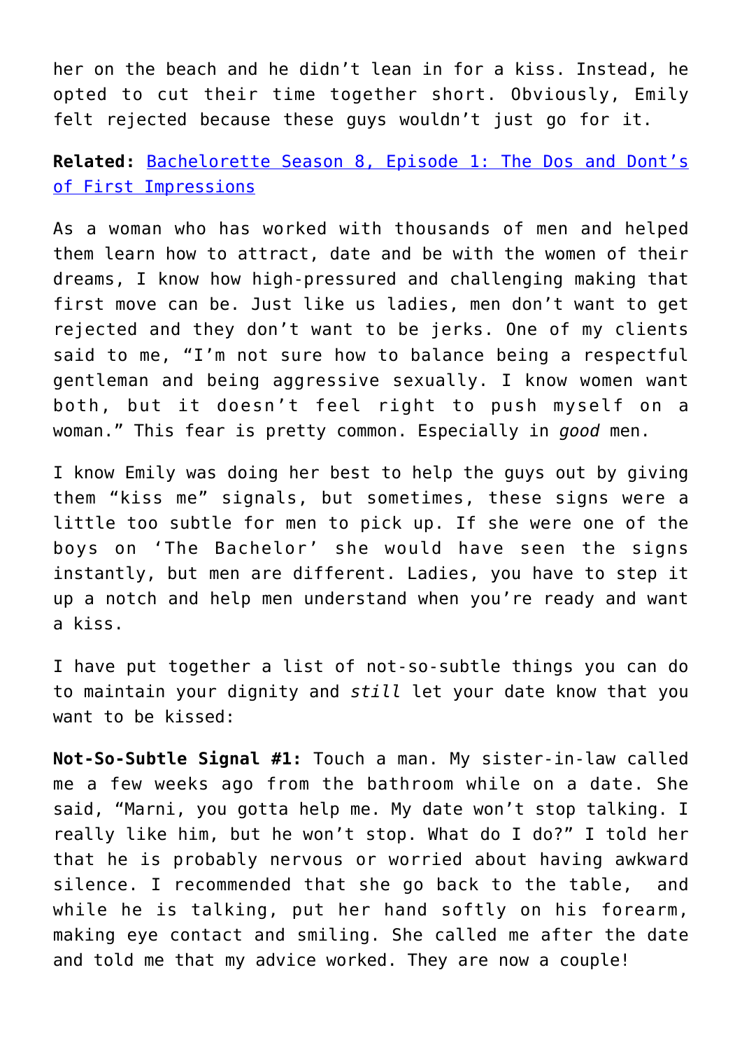her on the beach and he didn't lean in for a kiss. Instead, he opted to cut their time together short. Obviously, Emily felt rejected because these guys wouldn't just go for it.

**Related:** [Bachelorette Season 8, Episode 1: The Dos and Dont's of First Impressions]()

As a woman who has worked with thousands of men and helped them learn how to attract, date and be with the women of their dreams, I know how high-pressured and challenging making that first move can be. Just like us ladies, men don't want to get rejected and they don't want to be jerks. One of my clients said to me, "I'm not sure how to balance being a respectful gentleman and being aggressive sexually. I know women want both, but it doesn't feel right to push myself on a woman." This fear is pretty common. Especially in *good* men.

I know Emily was doing her best to help the guys out by giving them "kiss me" signals, but sometimes, these signs were a little too subtle for men to pick up. If she were one of the boys on 'The Bachelor' she would have seen the signs instantly, but men are different. Ladies, you have to step it up a notch and help men understand when you're ready and want a kiss.

I have put together a list of not-so-subtle things you can do to maintain your dignity and *still* let your date know that you want to be kissed:

**Not-So-Subtle Signal #1:** Touch a man. My sister-in-law called me a few weeks ago from the bathroom while on a date. She said, "Marni, you gotta help me. My date won't stop talking. I really like him, but he won't stop. What do I do?" I told her that he is probably nervous or worried about having awkward silence. I recommended that she go back to the table, and while he is talking, put her hand softly on his forearm, making eye contact and smiling. She called me after the date and told me that my advice worked. They are now a couple!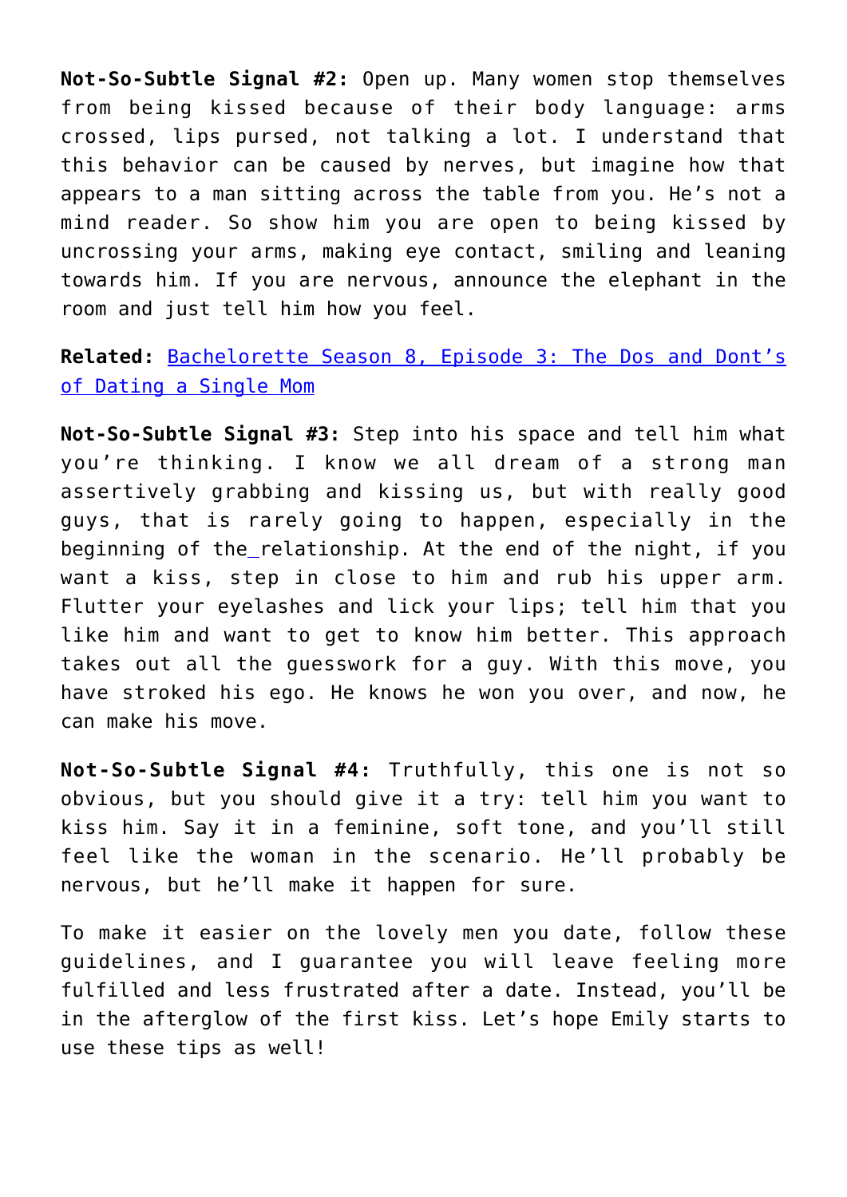**Not-So-Subtle Signal #2:** Open up. Many women stop themselves from being kissed because of their body language: arms crossed, lips pursed, not talking a lot. I understand that this behavior can be caused by nerves, but imagine how that appears to a man sitting across the table from you. He's not a mind reader. So show him you are open to being kissed by uncrossing your arms, making eye contact, smiling and leaning towards him. If you are nervous, announce the elephant in the room and just tell him how you feel.

**Related:** Bachelorette Season 8, Episode 3: The Dos and Dont's of Dating a Single Mom

**Not-So-Subtle Signal #3:** Step into his space and tell him what you're thinking. I know we all dream of a strong man assertively grabbing and kissing us, but with really good guys, that is rarely going to happen, especially in the beginning of the relationship. At the end of the night, if you want a kiss, step in close to him and rub his upper arm. Flutter your eyelashes and lick your lips; tell him that you like him and want to get to know him better. This approach takes out all the guesswork for a guy. With this move, you have stroked his ego. He knows he won you over, and now, he can make his move.

**Not-So-Subtle Signal #4:** Truthfully, this one is not so obvious, but you should give it a try: tell him you want to kiss him. Say it in a feminine, soft tone, and you'll still feel like the woman in the scenario. He'll probably be nervous, but he'll make it happen for sure.

To make it easier on the lovely men you date, follow these guidelines, and I guarantee you will leave feeling more fulfilled and less frustrated after a date. Instead, you'll be in the afterglow of the first kiss. Let's hope Emily starts to use these tips as well!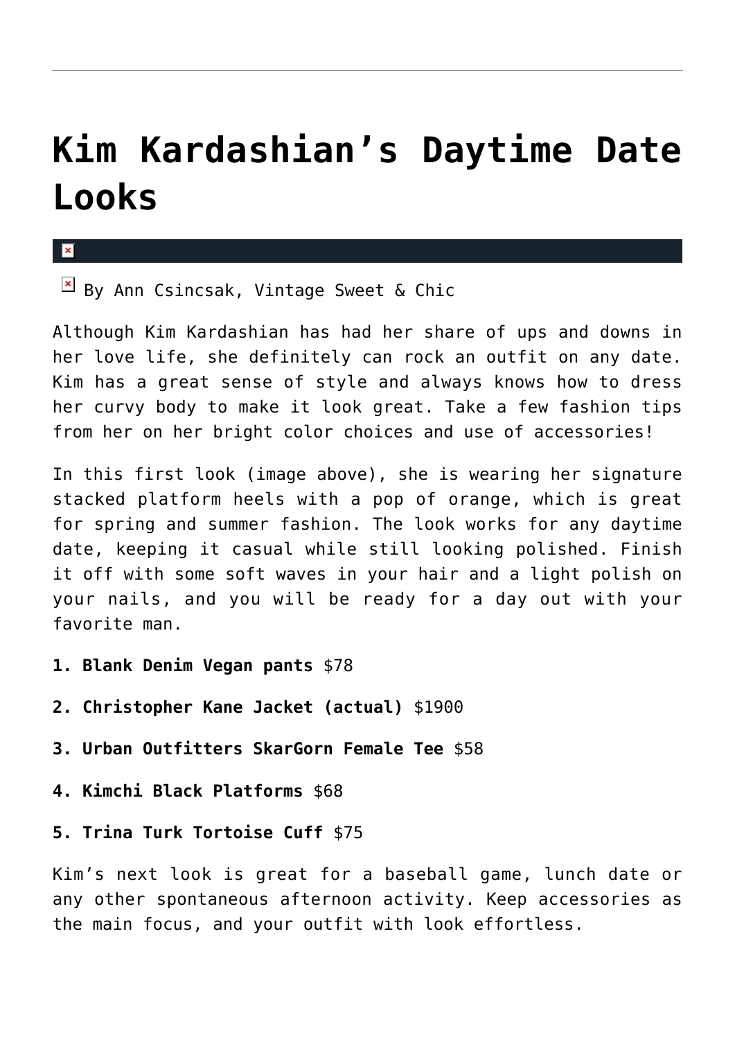# Kim Kardashian's Daytime Date Looks

By Ann Csincsak, Vintage Sweet & Chic

Although Kim Kardashian has had her share of ups and downs in her love life, she definitely can rock an outfit on any date. Kim has a great sense of style and always knows how to dress her curvy body to make it look great. Take a few fashion tips from her on her bright color choices and use of accessories!

In this first look (image above), she is wearing her signature stacked platform heels with a pop of orange, which is great for spring and summer fashion. The look works for any daytime date, keeping it casual while still looking polished. Finish it off with some soft waves in your hair and a light polish on your nails, and you will be ready for a day out with your favorite man.

**1. Blank Denim Vegan pants** $78

**2. Christopher Kane Jacket (actual)** $1900

**3. Urban Outfitters SkarGorn Female Tee** $58

**4. Kimchi Black Platforms** $68

**5. Trina Turk Tortoise Cuff** $75

Kim's next look is great for a baseball game, lunch date or any other spontaneous afternoon activity. Keep accessories as the main focus, and your outfit with look effortless.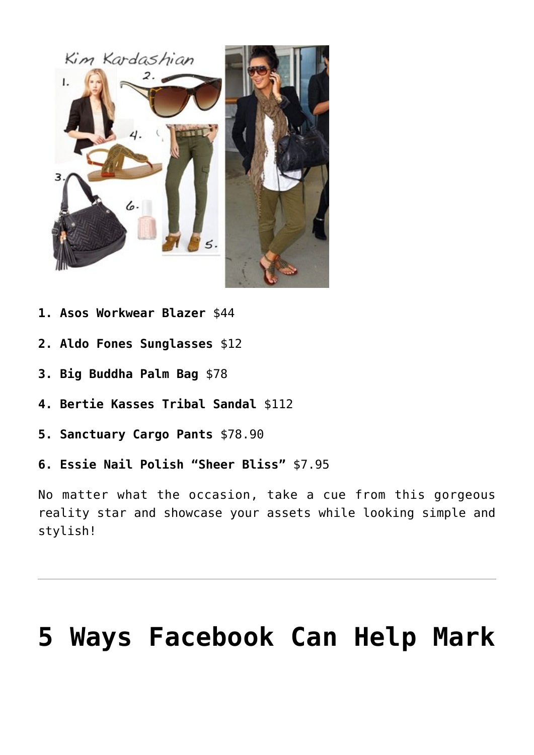1. **Asos Workwear Blazer** $44
2. **Aldo Fones Sunglasses** $12
3. **Big Buddha Palm Bag** $78
4. **Bertie Kasses Tribal Sandal** $112
5. **Sanctuary Cargo Pants** $78.90
6. **Essie Nail Polish "Sheer Bliss"** $7.95

No matter what the occasion, take a cue from this gorgeous reality star and showcase your assets while looking simple and stylish!

---

# 5 Ways Facebook Can Help Mark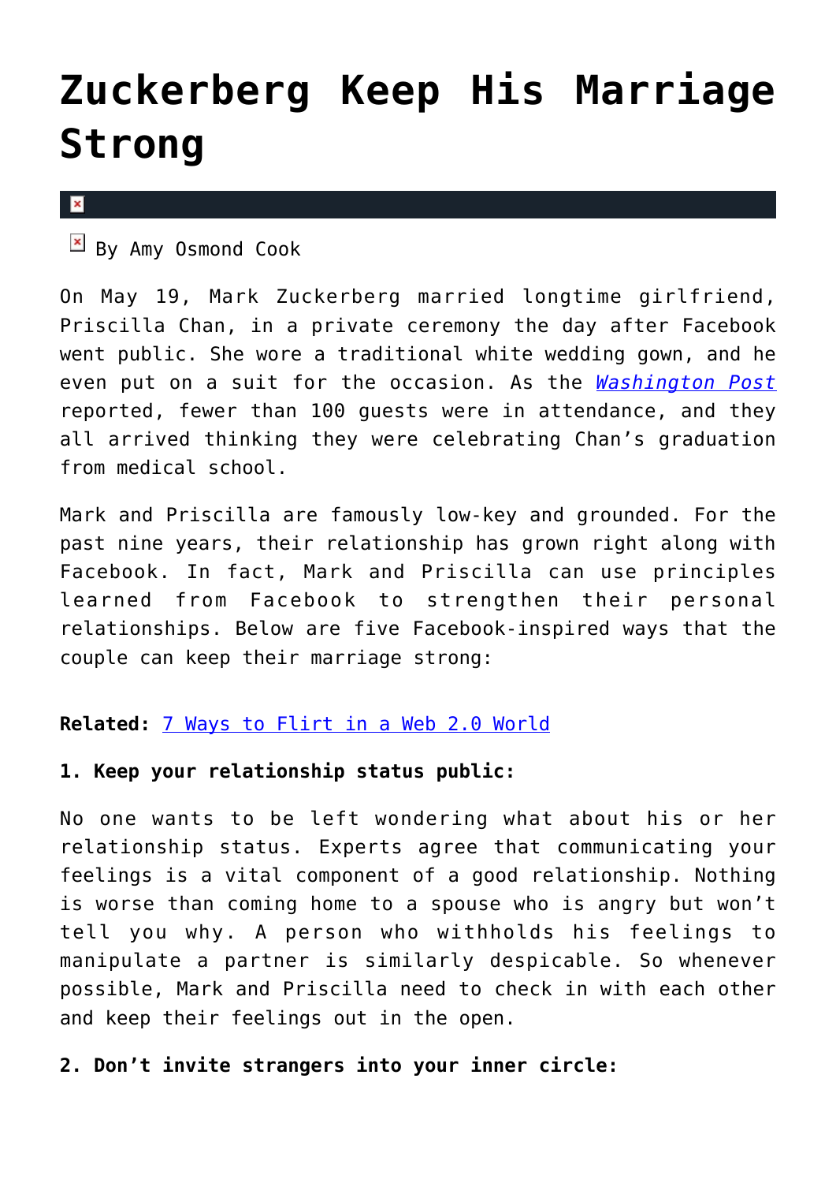# Zuckerberg Keep His Marriage Strong

By Amy Osmond Cook

On May 19, Mark Zuckerberg married longtime girlfriend, Priscilla Chan, in a private ceremony the day after Facebook went public. She wore a traditional white wedding gown, and he even put on a suit for the occasion. As the *Washington Post* reported, fewer than 100 guests were in attendance, and they all arrived thinking they were celebrating Chan's graduation from medical school.

Mark and Priscilla are famously low-key and grounded. For the past nine years, their relationship has grown right along with Facebook. In fact, Mark and Priscilla can use principles learned from Facebook to strengthen their personal relationships. Below are five Facebook-inspired ways that the couple can keep their marriage strong:

**Related:** 7 Ways to Flirt in a Web 2.0 World

**1. Keep your relationship status public:**

No one wants to be left wondering what about his or her relationship status. Experts agree that communicating your feelings is a vital component of a good relationship. Nothing is worse than coming home to a spouse who is angry but won't tell you why. A person who withholds his feelings to manipulate a partner is similarly despicable. So whenever possible, Mark and Priscilla need to check in with each other and keep their feelings out in the open.

**2. Don't invite strangers into your inner circle:**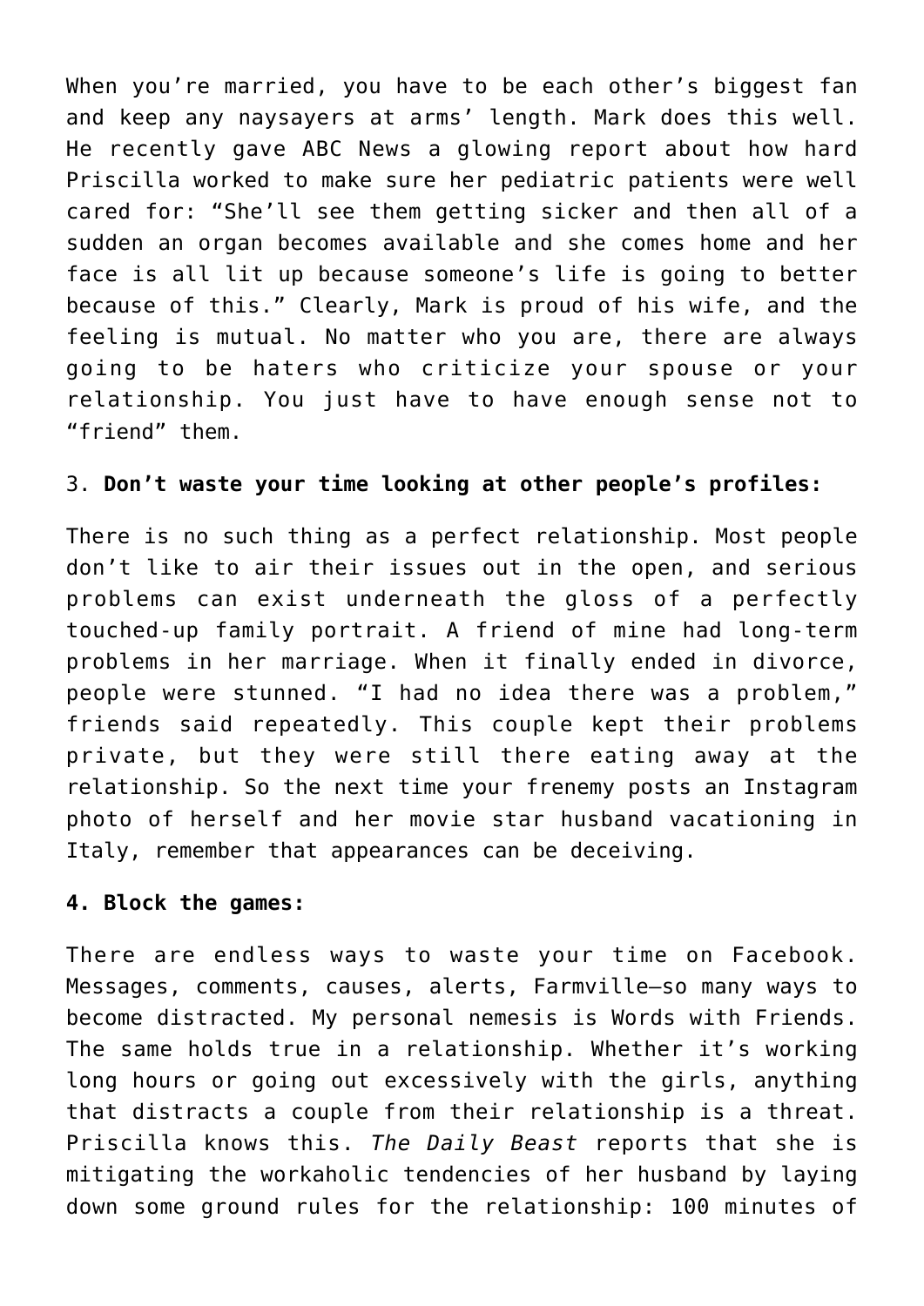When you're married, you have to be each other's biggest fan and keep any naysayers at arms' length. Mark does this well. He recently gave ABC News a glowing report about how hard Priscilla worked to make sure her pediatric patients were well cared for: "She'll see them getting sicker and then all of a sudden an organ becomes available and she comes home and her face is all lit up because someone's life is going to better because of this." Clearly, Mark is proud of his wife, and the feeling is mutual. No matter who you are, there are always going to be haters who criticize your spouse or your relationship. You just have to have enough sense not to "friend" them.

3. **Don't waste your time looking at other people's profiles:**

There is no such thing as a perfect relationship. Most people don't like to air their issues out in the open, and serious problems can exist underneath the gloss of a perfectly touched-up family portrait. A friend of mine had long-term problems in her marriage. When it finally ended in divorce, people were stunned. "I had no idea there was a problem," friends said repeatedly. This couple kept their problems private, but they were still there eating away at the relationship. So the next time your frenemy posts an Instagram photo of herself and her movie star husband vacationing in Italy, remember that appearances can be deceiving.

**4. Block the games:**

There are endless ways to waste your time on Facebook. Messages, comments, causes, alerts, Farmville—so many ways to become distracted. My personal nemesis is Words with Friends. The same holds true in a relationship. Whether it's working long hours or going out excessively with the girls, anything that distracts a couple from their relationship is a threat. Priscilla knows this. *The Daily Beast* reports that she is mitigating the workaholic tendencies of her husband by laying down some ground rules for the relationship: 100 minutes of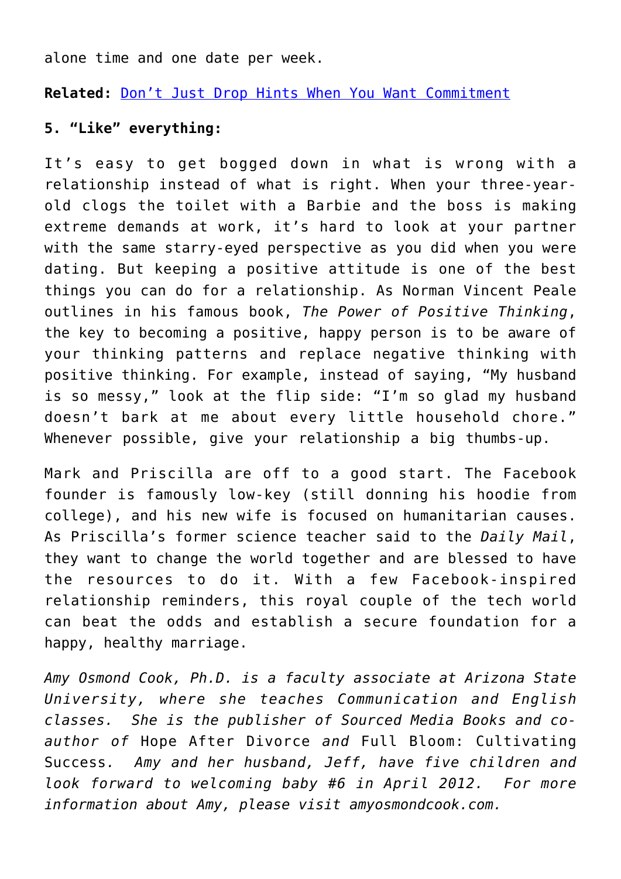alone time and one date per week.

**Related:** Don't Just Drop Hints When You Want Commitment

**5. "Like" everything:**

It's easy to get bogged down in what is wrong with a relationship instead of what is right. When your three-year-old clogs the toilet with a Barbie and the boss is making extreme demands at work, it's hard to look at your partner with the same starry-eyed perspective as you did when you were dating. But keeping a positive attitude is one of the best things you can do for a relationship. As Norman Vincent Peale outlines in his famous book, *The Power of Positive Thinking*, the key to becoming a positive, happy person is to be aware of your thinking patterns and replace negative thinking with positive thinking. For example, instead of saying, "My husband is so messy," look at the flip side: "I'm so glad my husband doesn't bark at me about every little household chore." Whenever possible, give your relationship a big thumbs-up.

Mark and Priscilla are off to a good start. The Facebook founder is famously low-key (still donning his hoodie from college), and his new wife is focused on humanitarian causes. As Priscilla's former science teacher said to the *Daily Mail*, they want to change the world together and are blessed to have the resources to do it. With a few Facebook-inspired relationship reminders, this royal couple of the tech world can beat the odds and establish a secure foundation for a happy, healthy marriage.

*Amy Osmond Cook, Ph.D. is a faculty associate at Arizona State University, where she teaches Communication and English classes. She is the publisher of Sourced Media Books and co-author of* Hope After Divorce *and* Full Bloom: Cultivating Success*. Amy and her husband, Jeff, have five children and look forward to welcoming baby #6 in April 2012. For more information about Amy, please visit amyosmondcook.com.*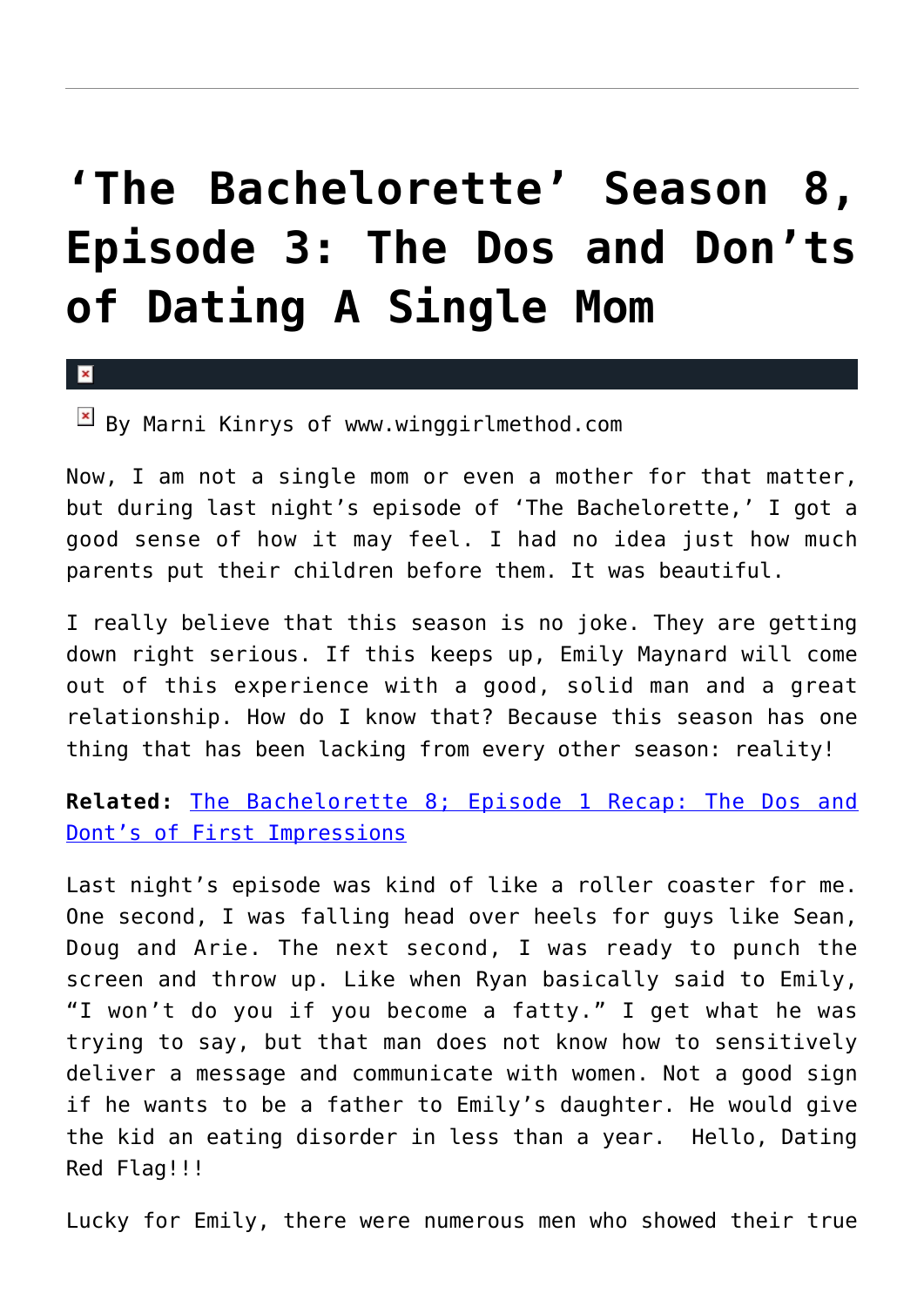# ‘The Bachelorette’ Season 8, Episode 3: The Dos and Don’ts of Dating A Single Mom

By Marni Kinrys of www.winggirlmethod.com

Now, I am not a single mom or even a mother for that matter, but during last night’s episode of ‘The Bachelorette,’ I got a good sense of how it may feel. I had no idea just how much parents put their children before them. It was beautiful.

I really believe that this season is no joke. They are getting down right serious. If this keeps up, Emily Maynard will come out of this experience with a good, solid man and a great relationship. How do I know that? Because this season has one thing that has been lacking from every other season: reality!

**Related:** [The Bachelorette 8; Episode 1 Recap: The Dos and Dont’s of First Impressions]

Last night’s episode was kind of like a roller coaster for me. One second, I was falling head over heels for guys like Sean, Doug and Arie. The next second, I was ready to punch the screen and throw up. Like when Ryan basically said to Emily, “I won’t do you if you become a fatty.” I get what he was trying to say, but that man does not know how to sensitively deliver a message and communicate with women. Not a good sign if he wants to be a father to Emily’s daughter. He would give the kid an eating disorder in less than a year. Hello, Dating Red Flag!!!

Lucky for Emily, there were numerous men who showed their true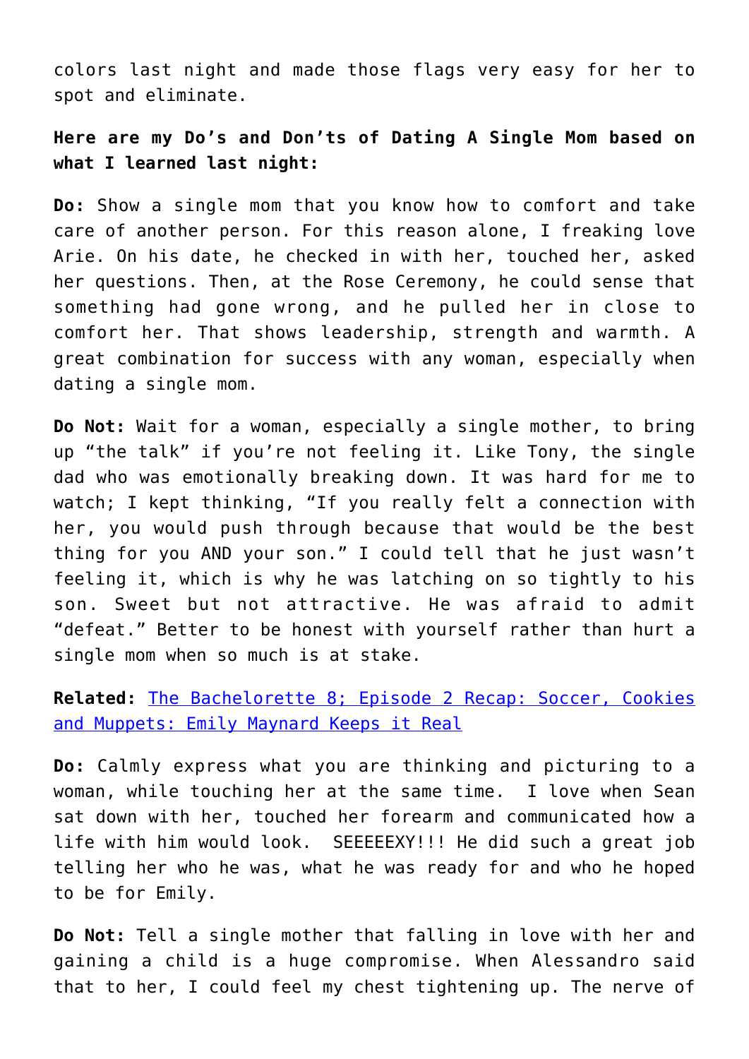colors last night and made those flags very easy for her to spot and eliminate.

**Here are my Do's and Don'ts of Dating A Single Mom based on what I learned last night:**

**Do:** Show a single mom that you know how to comfort and take care of another person. For this reason alone, I freaking love Arie. On his date, he checked in with her, touched her, asked her questions. Then, at the Rose Ceremony, he could sense that something had gone wrong, and he pulled her in close to comfort her. That shows leadership, strength and warmth. A great combination for success with any woman, especially when dating a single mom.

**Do Not:** Wait for a woman, especially a single mother, to bring up "the talk" if you're not feeling it. Like Tony, the single dad who was emotionally breaking down. It was hard for me to watch; I kept thinking, "If you really felt a connection with her, you would push through because that would be the best thing for you AND your son." I could tell that he just wasn't feeling it, which is why he was latching on so tightly to his son. Sweet but not attractive. He was afraid to admit "defeat." Better to be honest with yourself rather than hurt a single mom when so much is at stake.

**Related:** [The Bachelorette 8; Episode 2 Recap: Soccer, Cookies and Muppets: Emily Maynard Keeps it Real]

**Do:** Calmly express what you are thinking and picturing to a woman, while touching her at the same time. I love when Sean sat down with her, touched her forearm and communicated how a life with him would look. SEEEEEXY!!! He did such a great job telling her who he was, what he was ready for and who he hoped to be for Emily.

**Do Not:** Tell a single mother that falling in love with her and gaining a child is a huge compromise. When Alessandro said that to her, I could feel my chest tightening up. The nerve of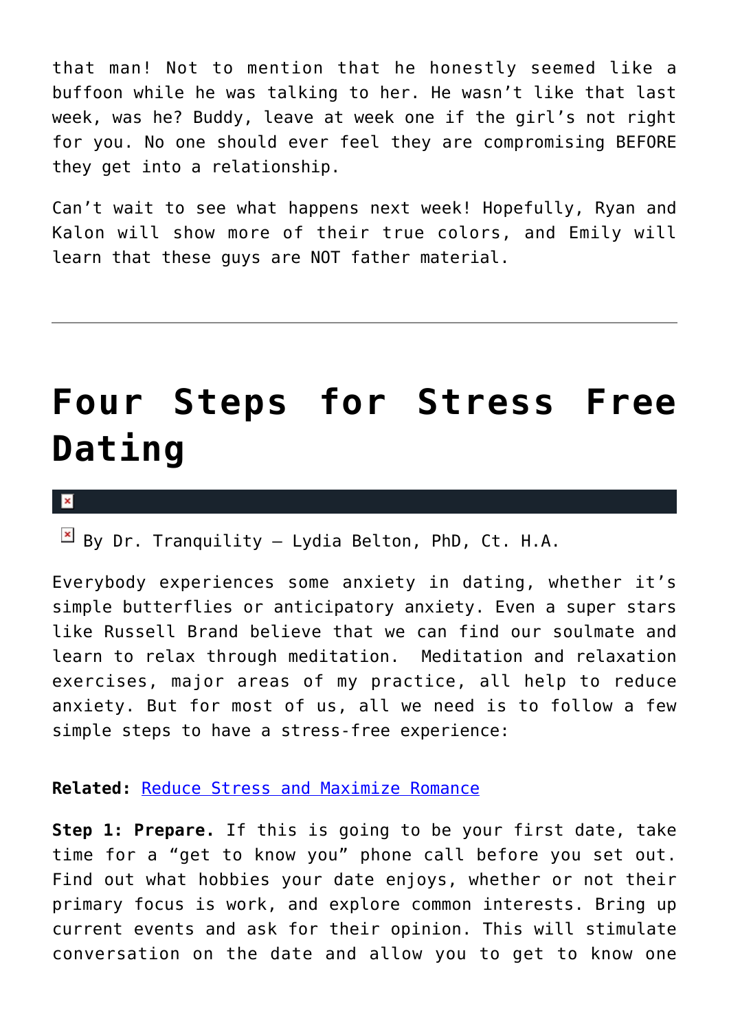that man! Not to mention that he honestly seemed like a buffoon while he was talking to her. He wasn't like that last week, was he? Buddy, leave at week one if the girl's not right for you. No one should ever feel they are compromising BEFORE they get into a relationship.

Can't wait to see what happens next week! Hopefully, Ryan and Kalon will show more of their true colors, and Emily will learn that these guys are NOT father material.

---

# Four Steps for Stress Free Dating

By Dr. Tranquility – Lydia Belton, PhD, Ct. H.A.

Everybody experiences some anxiety in dating, whether it's simple butterflies or anticipatory anxiety. Even a super stars like Russell Brand believe that we can find our soulmate and learn to relax through meditation. Meditation and relaxation exercises, major areas of my practice, all help to reduce anxiety. But for most of us, all we need is to follow a few simple steps to have a stress-free experience:

**Related:** Reduce Stress and Maximize Romance

**Step 1: Prepare.** If this is going to be your first date, take time for a "get to know you" phone call before you set out. Find out what hobbies your date enjoys, whether or not their primary focus is work, and explore common interests. Bring up current events and ask for their opinion. This will stimulate conversation on the date and allow you to get to know one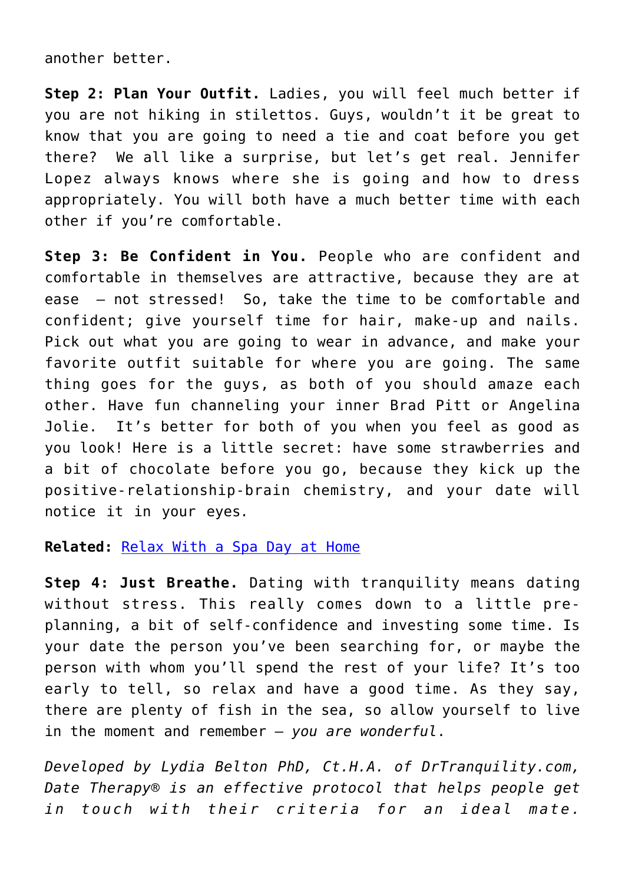another better.

**Step 2: Plan Your Outfit.** Ladies, you will feel much better if you are not hiking in stilettos. Guys, wouldn't it be great to know that you are going to need a tie and coat before you get there? We all like a surprise, but let's get real. Jennifer Lopez always knows where she is going and how to dress appropriately. You will both have a much better time with each other if you're comfortable.

**Step 3: Be Confident in You.** People who are confident and comfortable in themselves are attractive, because they are at ease – not stressed! So, take the time to be comfortable and confident; give yourself time for hair, make-up and nails. Pick out what you are going to wear in advance, and make your favorite outfit suitable for where you are going. The same thing goes for the guys, as both of you should amaze each other. Have fun channeling your inner Brad Pitt or Angelina Jolie. It's better for both of you when you feel as good as you look! Here is a little secret: have some strawberries and a bit of chocolate before you go, because they kick up the positive-relationship-brain chemistry, and your date will notice it in your eyes.

**Related:** [Relax With a Spa Day at Home]

**Step 4: Just Breathe.** Dating with tranquility means dating without stress. This really comes down to a little pre-planning, a bit of self-confidence and investing some time. Is your date the person you've been searching for, or maybe the person with whom you'll spend the rest of your life? It's too early to tell, so relax and have a good time. As they say, there are plenty of fish in the sea, so allow yourself to live in the moment and remember – *you are wonderful*.

*Developed by Lydia Belton PhD, Ct.H.A. of DrTranquility.com, Date Therapy® is an effective protocol that helps people get in touch with their criteria for an ideal mate.*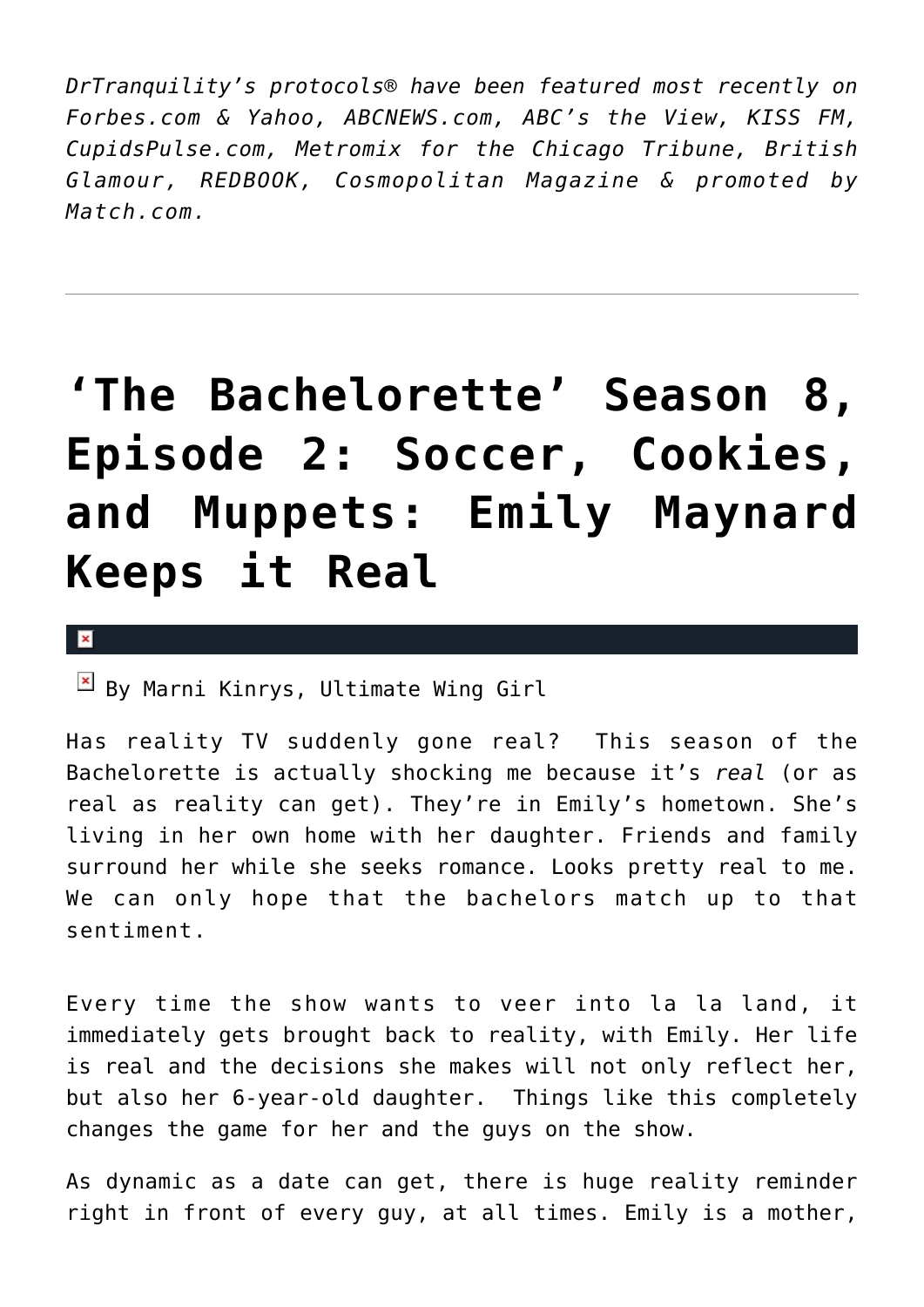*DrTranquility's protocols® have been featured most recently on Forbes.com & Yahoo, ABCNEWS.com, ABC's the View, KISS FM, CupidsPulse.com, Metromix for the Chicago Tribune, British Glamour, REDBOOK, Cosmopolitan Magazine & promoted by Match.com.*

---

# 'The Bachelorette' Season 8, Episode 2: Soccer, Cookies, and Muppets: Emily Maynard Keeps it Real

By Marni Kinrys, Ultimate Wing Girl

Has reality TV suddenly gone real? This season of the Bachelorette is actually shocking me because it's *real* (or as real as reality can get). They're in Emily's hometown. She's living in her own home with her daughter. Friends and family surround her while she seeks romance. Looks pretty real to me. We can only hope that the bachelors match up to that sentiment.

Every time the show wants to veer into la la land, it immediately gets brought back to reality, with Emily. Her life is real and the decisions she makes will not only reflect her, but also her 6-year-old daughter. Things like this completely changes the game for her and the guys on the show.

As dynamic as a date can get, there is huge reality reminder right in front of every guy, at all times. Emily is a mother,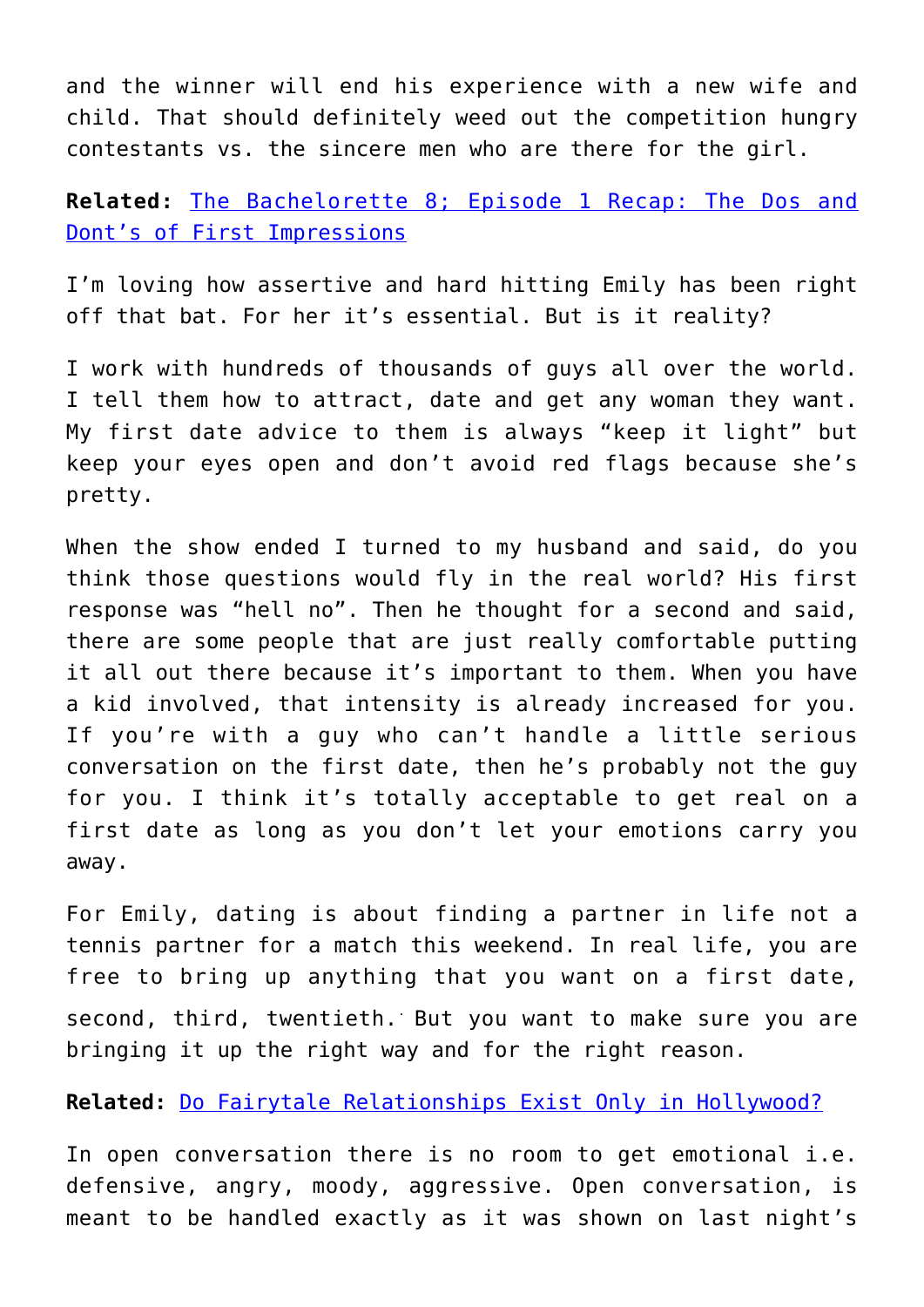and the winner will end his experience with a new wife and child. That should definitely weed out the competition hungry contestants vs. the sincere men who are there for the girl.

**Related:** [The Bachelorette 8; Episode 1 Recap: The Dos and Dont's of First Impressions]()

I'm loving how assertive and hard hitting Emily has been right off that bat. For her it's essential. But is it reality?

I work with hundreds of thousands of guys all over the world. I tell them how to attract, date and get any woman they want. My first date advice to them is always "keep it light" but keep your eyes open and don't avoid red flags because she's pretty.

When the show ended I turned to my husband and said, do you think those questions would fly in the real world? His first response was "hell no". Then he thought for a second and said, there are some people that are just really comfortable putting it all out there because it's important to them. When you have a kid involved, that intensity is already increased for you. If you're with a guy who can't handle a little serious conversation on the first date, then he's probably not the guy for you. I think it's totally acceptable to get real on a first date as long as you don't let your emotions carry you away.

For Emily, dating is about finding a partner in life not a tennis partner for a match this weekend. In real life, you are free to bring up anything that you want on a first date, second, third, twentieth. But you want to make sure you are bringing it up the right way and for the right reason.

**Related:** [Do Fairytale Relationships Exist Only in Hollywood?]()

In open conversation there is no room to get emotional i.e. defensive, angry, moody, aggressive. Open conversation, is meant to be handled exactly as it was shown on last night's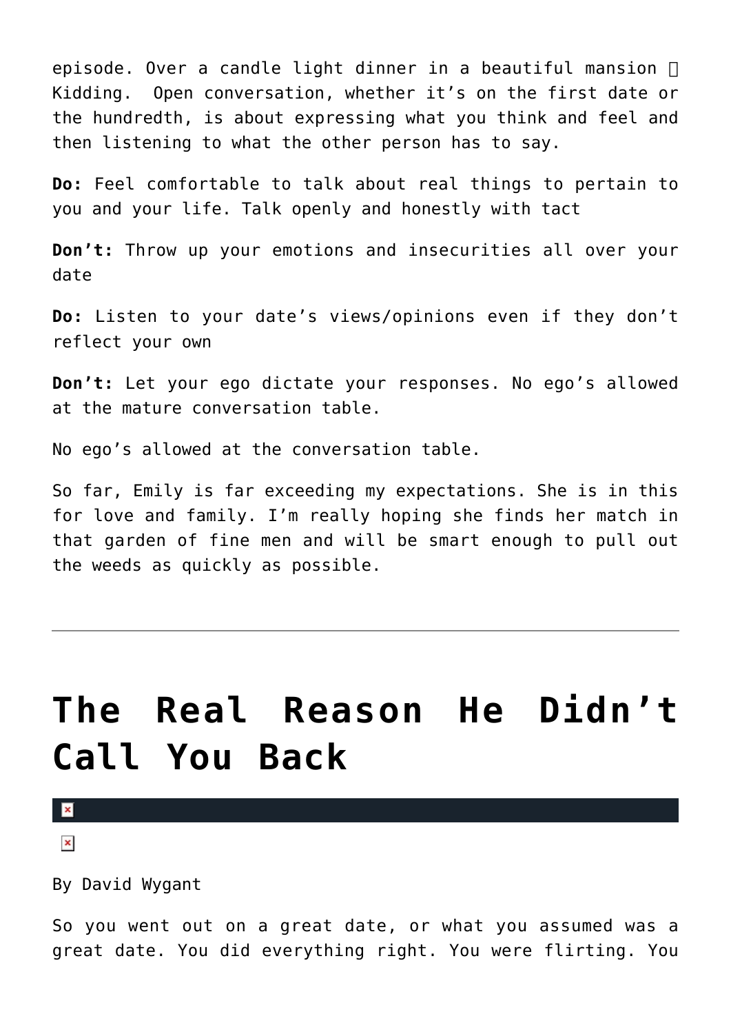episode. Over a candle light dinner in a beautiful mansion  Kidding.  Open conversation, whether it's on the first date or the hundredth, is about expressing what you think and feel and then listening to what the other person has to say.

**Do:** Feel comfortable to talk about real things to pertain to you and your life. Talk openly and honestly with tact

**Don't:** Throw up your emotions and insecurities all over your date

**Do:** Listen to your date's views/opinions even if they don't reflect your own

**Don't:** Let your ego dictate your responses. No ego's allowed at the mature conversation table.

No ego's allowed at the conversation table.

So far, Emily is far exceeding my expectations. She is in this for love and family. I'm really hoping she finds her match in that garden of fine men and will be smart enough to pull out the weeds as quickly as possible.

---

# The Real Reason He Didn't Call You Back

By David Wygant

So you went out on a great date, or what you assumed was a great date. You did everything right. You were flirting. You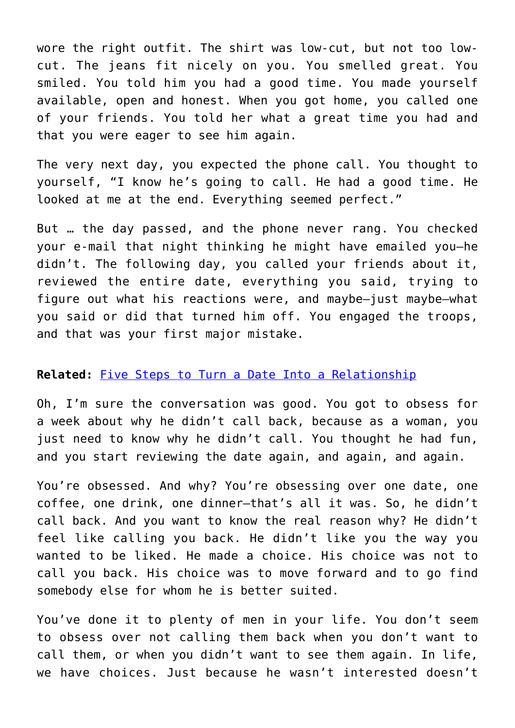wore the right outfit. The shirt was low-cut, but not too low-cut. The jeans fit nicely on you. You smelled great. You smiled. You told him you had a good time. You made yourself available, open and honest. When you got home, you called one of your friends. You told her what a great time you had and that you were eager to see him again.

The very next day, you expected the phone call. You thought to yourself, "I know he's going to call. He had a good time. He looked at me at the end. Everything seemed perfect."

But … the day passed, and the phone never rang. You checked your e-mail that night thinking he might have emailed you—he didn't. The following day, you called your friends about it, reviewed the entire date, everything you said, trying to figure out what his reactions were, and maybe—just maybe—what you said or did that turned him off. You engaged the troops, and that was your first major mistake.

**Related:** [Five Steps to Turn a Date Into a Relationship]()

Oh, I'm sure the conversation was good. You got to obsess for a week about why he didn't call back, because as a woman, you just need to know why he didn't call. You thought he had fun, and you start reviewing the date again, and again, and again.

You're obsessed. And why? You're obsessing over one date, one coffee, one drink, one dinner—that's all it was. So, he didn't call back. And you want to know the real reason why? He didn't feel like calling you back. He didn't like you the way you wanted to be liked. He made a choice. His choice was not to call you back. His choice was to move forward and to go find somebody else for whom he is better suited.

You've done it to plenty of men in your life. You don't seem to obsess over not calling them back when you don't want to call them, or when you didn't want to see them again. In life, we have choices. Just because he wasn't interested doesn't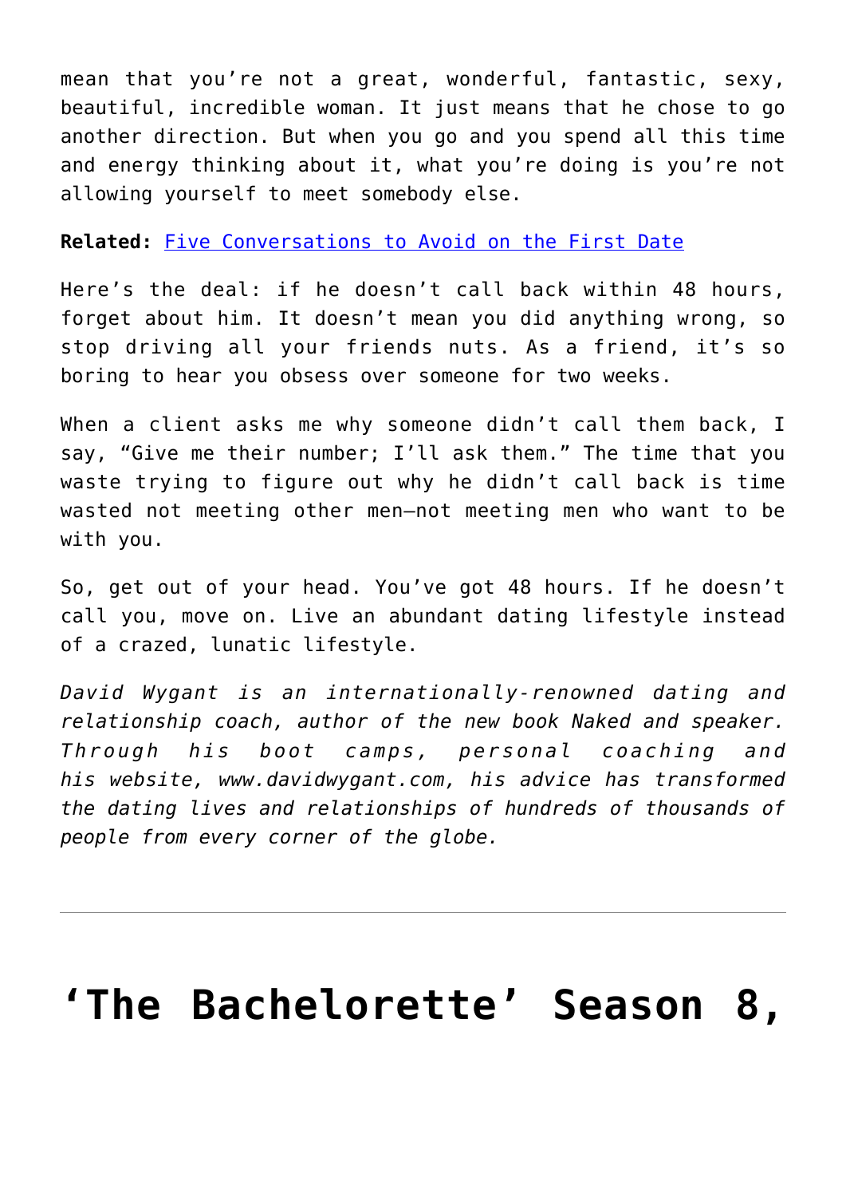mean that you're not a great, wonderful, fantastic, sexy, beautiful, incredible woman. It just means that he chose to go another direction. But when you go and you spend all this time and energy thinking about it, what you're doing is you're not allowing yourself to meet somebody else.

**Related:** Five Conversations to Avoid on the First Date

Here's the deal: if he doesn't call back within 48 hours, forget about him. It doesn't mean you did anything wrong, so stop driving all your friends nuts. As a friend, it's so boring to hear you obsess over someone for two weeks.

When a client asks me why someone didn't call them back, I say, "Give me their number; I'll ask them." The time that you waste trying to figure out why he didn't call back is time wasted not meeting other men—not meeting men who want to be with you.

So, get out of your head. You've got 48 hours. If he doesn't call you, move on. Live an abundant dating lifestyle instead of a crazed, lunatic lifestyle.

*David Wygant is an internationally-renowned dating and relationship coach, author of the new book Naked and speaker. Through his boot camps, personal coaching and his website, www.davidwygant.com, his advice has transformed the dating lives and relationships of hundreds of thousands of people from every corner of the globe.*

---

# 'The Bachelorette' Season 8,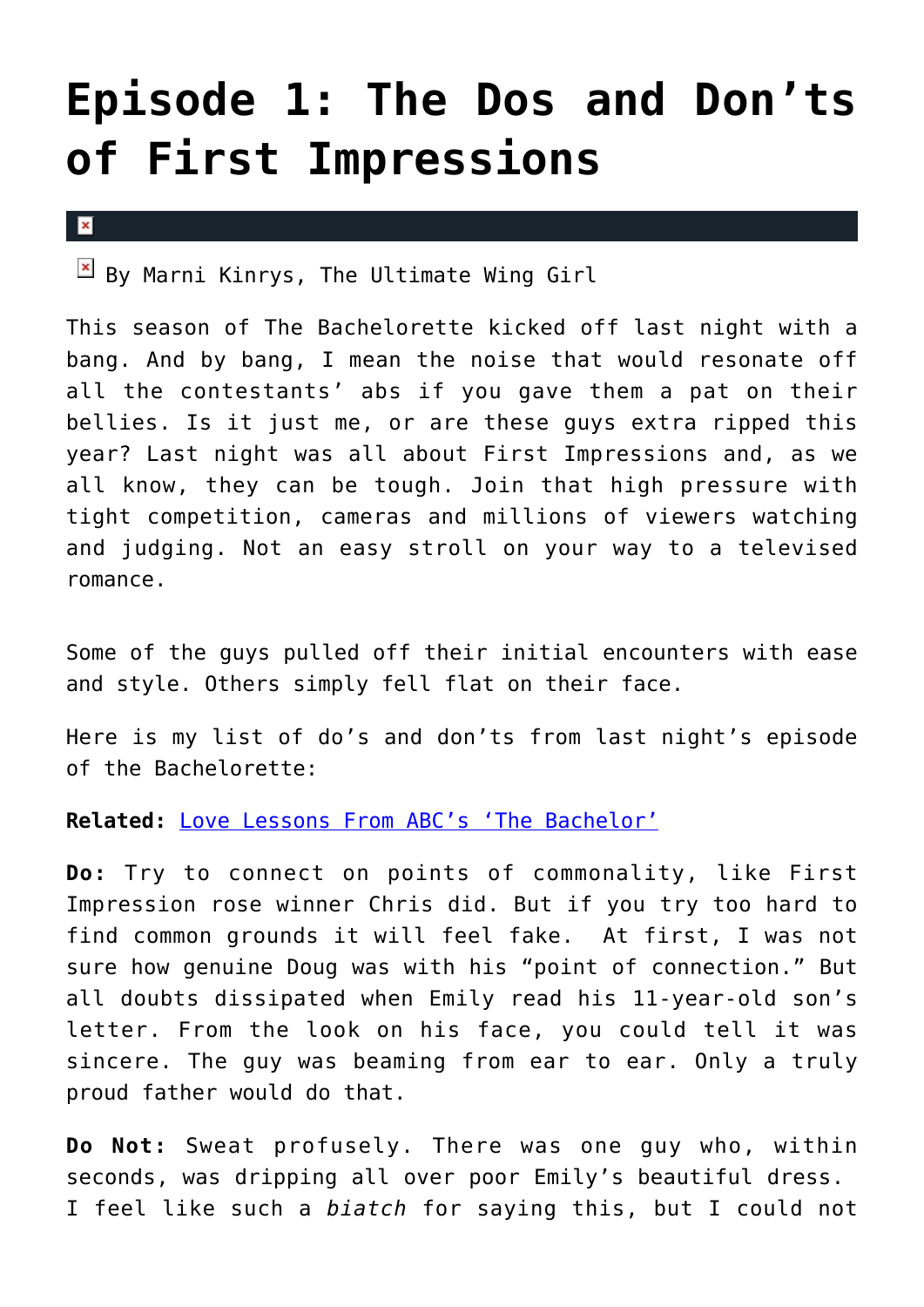# Episode 1: The Dos and Don'ts of First Impressions

By Marni Kinrys, The Ultimate Wing Girl

This season of The Bachelorette kicked off last night with a bang. And by bang, I mean the noise that would resonate off all the contestants' abs if you gave them a pat on their bellies. Is it just me, or are these guys extra ripped this year? Last night was all about First Impressions and, as we all know, they can be tough. Join that high pressure with tight competition, cameras and millions of viewers watching and judging. Not an easy stroll on your way to a televised romance.

Some of the guys pulled off their initial encounters with ease and style. Others simply fell flat on their face.

Here is my list of do's and don'ts from last night's episode of the Bachelorette:

**Related:** Love Lessons From ABC's 'The Bachelor'

**Do:** Try to connect on points of commonality, like First Impression rose winner Chris did. But if you try too hard to find common grounds it will feel fake. At first, I was not sure how genuine Doug was with his "point of connection." But all doubts dissipated when Emily read his 11-year-old son's letter. From the look on his face, you could tell it was sincere. The guy was beaming from ear to ear. Only a truly proud father would do that.

**Do Not:** Sweat profusely. There was one guy who, within seconds, was dripping all over poor Emily's beautiful dress. I feel like such a *biatch* for saying this, but I could not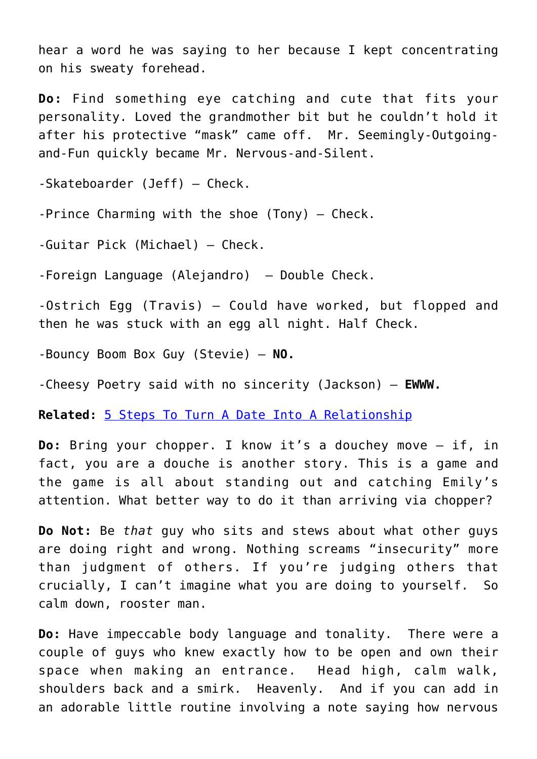hear a word he was saying to her because I kept concentrating on his sweaty forehead.

**Do:** Find something eye catching and cute that fits your personality. Loved the grandmother bit but he couldn't hold it after his protective "mask" came off.  Mr. Seemingly-Outgoing-and-Fun quickly became Mr. Nervous-and-Silent.

-Skateboarder (Jeff) – Check.

-Prince Charming with the shoe (Tony) – Check.

-Guitar Pick (Michael) – Check.

-Foreign Language (Alejandro)  – Double Check.

-Ostrich Egg (Travis) – Could have worked, but flopped and then he was stuck with an egg all night. Half Check.

-Bouncy Boom Box Guy (Stevie) – **NO.**

-Cheesy Poetry said with no sincerity (Jackson) – **EWWW.**

**Related:** 5 Steps To Turn A Date Into A Relationship

**Do:** Bring your chopper. I know it's a douchey move – if, in fact, you are a douche is another story. This is a game and the game is all about standing out and catching Emily's attention. What better way to do it than arriving via chopper?

**Do Not:** Be *that* guy who sits and stews about what other guys are doing right and wrong. Nothing screams "insecurity" more than judgment of others. If you're judging others that crucially, I can't imagine what you are doing to yourself.  So calm down, rooster man.

**Do:** Have impeccable body language and tonality.  There were a couple of guys who knew exactly how to be open and own their space when making an entrance.  Head high, calm walk, shoulders back and a smirk.  Heavenly.  And if you can add in an adorable little routine involving a note saying how nervous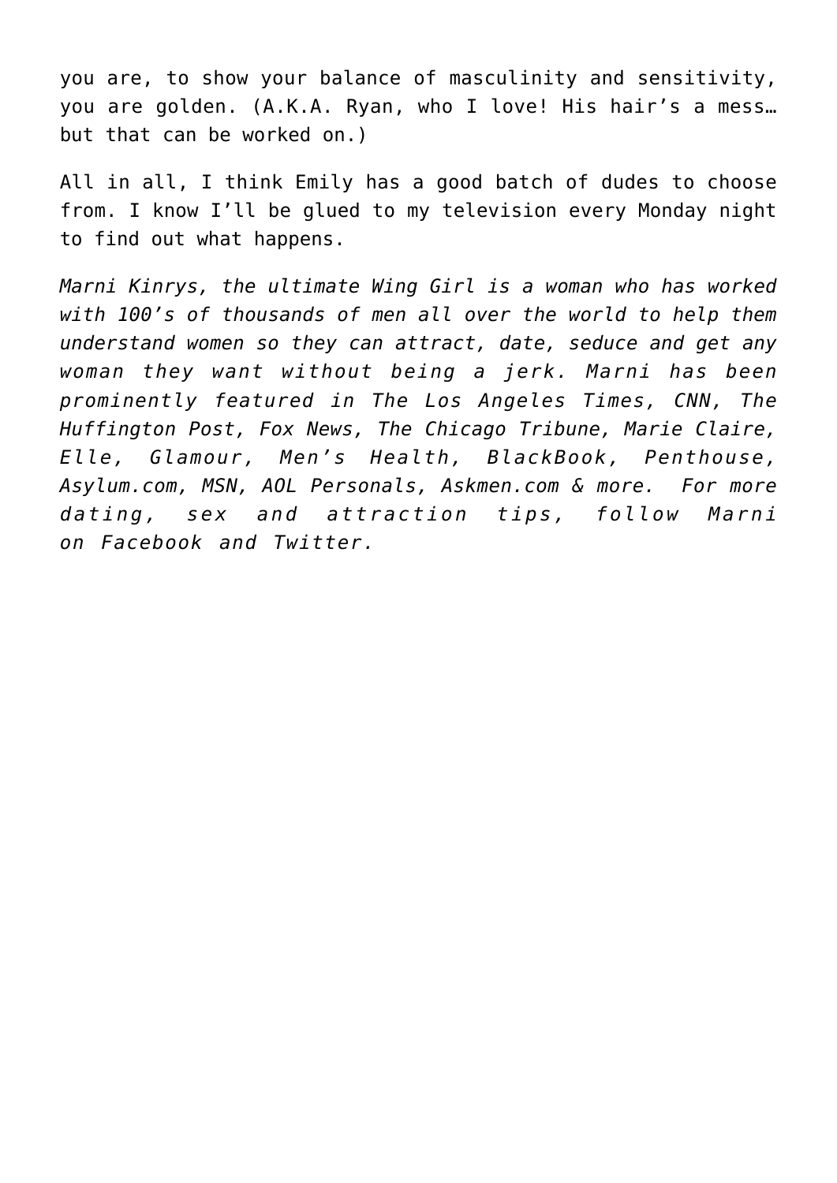you are, to show your balance of masculinity and sensitivity, you are golden. (A.K.A. Ryan, who I love! His hair's a mess… but that can be worked on.)

All in all, I think Emily has a good batch of dudes to choose from. I know I'll be glued to my television every Monday night to find out what happens.

*Marni Kinrys, the ultimate Wing Girl is a woman who has worked with 100's of thousands of men all over the world to help them understand women so they can attract, date, seduce and get any woman they want without being a jerk. Marni has been prominently featured in The Los Angeles Times, CNN, The Huffington Post, Fox News, The Chicago Tribune, Marie Claire, Elle, Glamour, Men's Health, BlackBook, Penthouse, Asylum.com, MSN, AOL Personals, Askmen.com & more. For more dating, sex and attraction tips, follow Marni on Facebook and Twitter.*